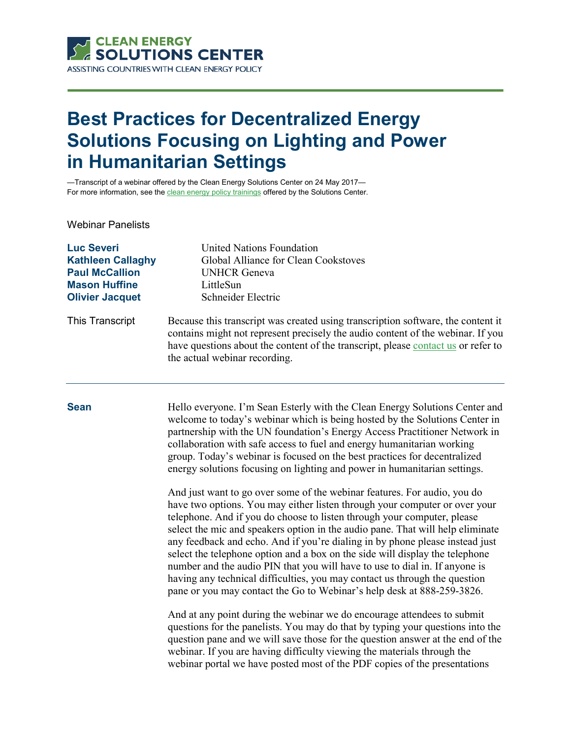CLEAN ENERGY SOLUTIONS CENTER
ASSISTING COUNTRIES WITH CLEAN ENERGY POLICY

# Best Practices for Decentralized Energy Solutions Focusing on Lighting and Power in Humanitarian Settings

—Transcript of a webinar offered by the Clean Energy Solutions Center on 24 May 2017—
For more information, see the clean energy policy trainings offered by the Solutions Center.

Webinar Panelists

| | |
|---|---|
| **Luc Severi** | United Nations Foundation |
| **Kathleen Callaghy** | Global Alliance for Clean Cookstoves |
| **Paul McCallion** | UNHCR Geneva |
| **Mason Huffine** | LittleSun |
| **Olivier Jacquet** | Schneider Electric |

This Transcript — Because this transcript was created using transcription software, the content it contains might not represent precisely the audio content of the webinar. If you have questions about the content of the transcript, please contact us or refer to the actual webinar recording.

---

**Sean**

Hello everyone. I'm Sean Esterly with the Clean Energy Solutions Center and welcome to today's webinar which is being hosted by the Solutions Center in partnership with the UN foundation's Energy Access Practitioner Network in collaboration with safe access to fuel and energy humanitarian working group. Today's webinar is focused on the best practices for decentralized energy solutions focusing on lighting and power in humanitarian settings.

And just want to go over some of the webinar features. For audio, you do have two options. You may either listen through your computer or over your telephone. And if you do choose to listen through your computer, please select the mic and speakers option in the audio pane. That will help eliminate any feedback and echo. And if you're dialing in by phone please instead just select the telephone option and a box on the side will display the telephone number and the audio PIN that you will have to use to dial in. If anyone is having any technical difficulties, you may contact us through the question pane or you may contact the Go to Webinar's help desk at 888-259-3826.

And at any point during the webinar we do encourage attendees to submit questions for the panelists. You may do that by typing your questions into the question pane and we will save those for the question answer at the end of the webinar. If you are having difficulty viewing the materials through the webinar portal we have posted most of the PDF copies of the presentations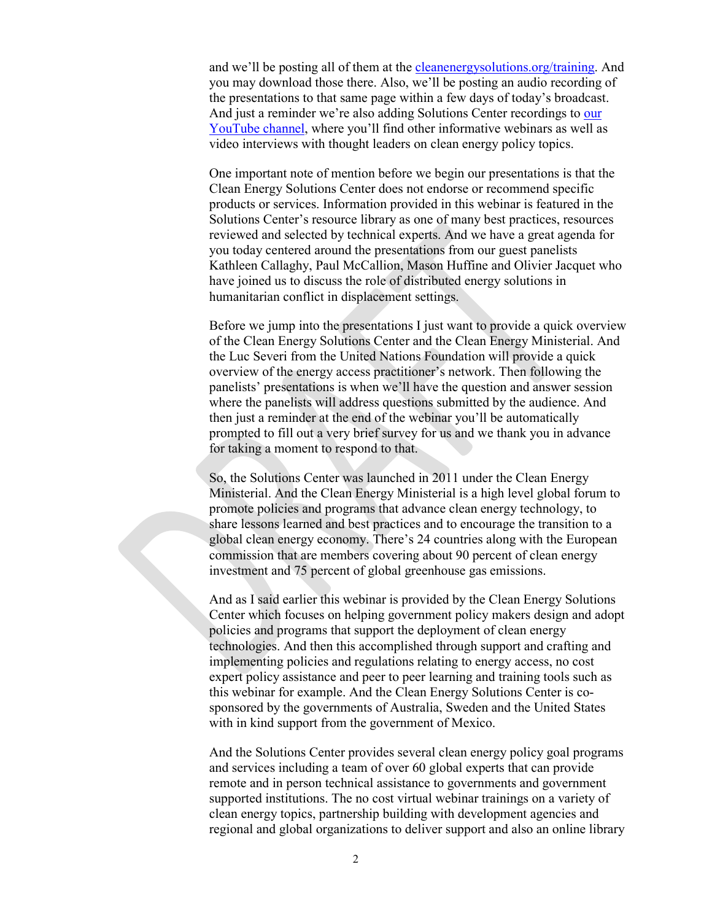and we'll be posting all of them at the cleanenergysolutions.org/training. And you may download those there. Also, we'll be posting an audio recording of the presentations to that same page within a few days of today's broadcast. And just a reminder we're also adding Solutions Center recordings to our YouTube channel, where you'll find other informative webinars as well as video interviews with thought leaders on clean energy policy topics.

One important note of mention before we begin our presentations is that the Clean Energy Solutions Center does not endorse or recommend specific products or services. Information provided in this webinar is featured in the Solutions Center's resource library as one of many best practices, resources reviewed and selected by technical experts. And we have a great agenda for you today centered around the presentations from our guest panelists Kathleen Callaghy, Paul McCallion, Mason Huffine and Olivier Jacquet who have joined us to discuss the role of distributed energy solutions in humanitarian conflict in displacement settings.

Before we jump into the presentations I just want to provide a quick overview of the Clean Energy Solutions Center and the Clean Energy Ministerial. And the Luc Severi from the United Nations Foundation will provide a quick overview of the energy access practitioner's network. Then following the panelists' presentations is when we'll have the question and answer session where the panelists will address questions submitted by the audience. And then just a reminder at the end of the webinar you'll be automatically prompted to fill out a very brief survey for us and we thank you in advance for taking a moment to respond to that.

So, the Solutions Center was launched in 2011 under the Clean Energy Ministerial. And the Clean Energy Ministerial is a high level global forum to promote policies and programs that advance clean energy technology, to share lessons learned and best practices and to encourage the transition to a global clean energy economy. There's 24 countries along with the European commission that are members covering about 90 percent of clean energy investment and 75 percent of global greenhouse gas emissions.

And as I said earlier this webinar is provided by the Clean Energy Solutions Center which focuses on helping government policy makers design and adopt policies and programs that support the deployment of clean energy technologies. And then this accomplished through support and crafting and implementing policies and regulations relating to energy access, no cost expert policy assistance and peer to peer learning and training tools such as this webinar for example. And the Clean Energy Solutions Center is co-sponsored by the governments of Australia, Sweden and the United States with in kind support from the government of Mexico.

And the Solutions Center provides several clean energy policy goal programs and services including a team of over 60 global experts that can provide remote and in person technical assistance to governments and government supported institutions. The no cost virtual webinar trainings on a variety of clean energy topics, partnership building with development agencies and regional and global organizations to deliver support and also an online library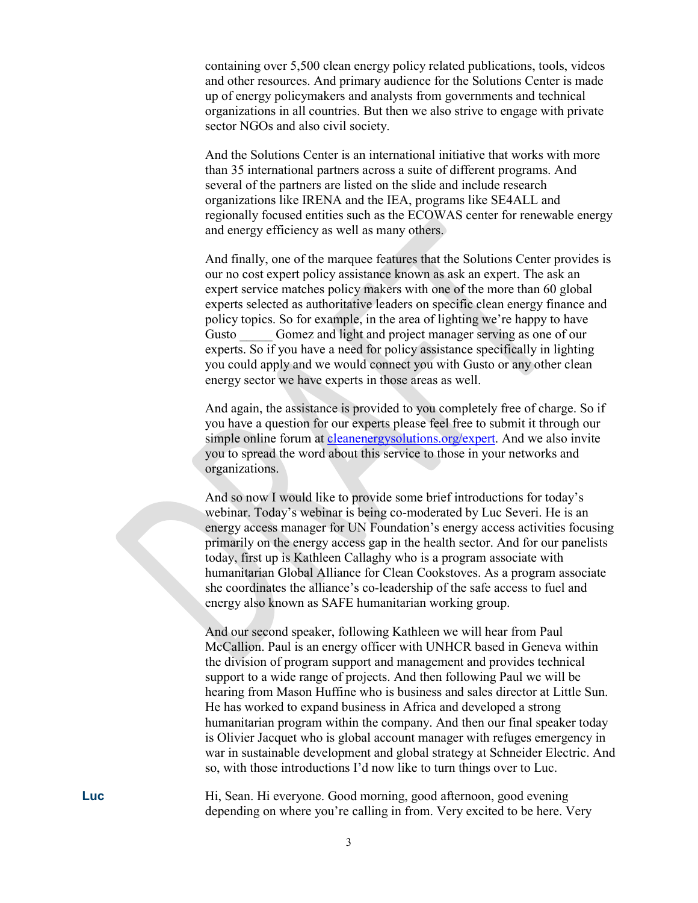containing over 5,500 clean energy policy related publications, tools, videos and other resources. And primary audience for the Solutions Center is made up of energy policymakers and analysts from governments and technical organizations in all countries. But then we also strive to engage with private sector NGOs and also civil society.

And the Solutions Center is an international initiative that works with more than 35 international partners across a suite of different programs. And several of the partners are listed on the slide and include research organizations like IRENA and the IEA, programs like SE4ALL and regionally focused entities such as the ECOWAS center for renewable energy and energy efficiency as well as many others.

And finally, one of the marquee features that the Solutions Center provides is our no cost expert policy assistance known as ask an expert. The ask an expert service matches policy makers with one of the more than 60 global experts selected as authoritative leaders on specific clean energy finance and policy topics. So for example, in the area of lighting we're happy to have Gusto _____ Gomez and light and project manager serving as one of our experts. So if you have a need for policy assistance specifically in lighting you could apply and we would connect you with Gusto or any other clean energy sector we have experts in those areas as well.

And again, the assistance is provided to you completely free of charge. So if you have a question for our experts please feel free to submit it through our simple online forum at [cleanenergysolutions.org/expert](cleanenergysolutions.org/expert). And we also invite you to spread the word about this service to those in your networks and organizations.

And so now I would like to provide some brief introductions for today's webinar. Today's webinar is being co-moderated by Luc Severi. He is an energy access manager for UN Foundation's energy access activities focusing primarily on the energy access gap in the health sector. And for our panelists today, first up is Kathleen Callaghy who is a program associate with humanitarian Global Alliance for Clean Cookstoves. As a program associate she coordinates the alliance's co-leadership of the safe access to fuel and energy also known as SAFE humanitarian working group.

And our second speaker, following Kathleen we will hear from Paul McCallion. Paul is an energy officer with UNHCR based in Geneva within the division of program support and management and provides technical support to a wide range of projects. And then following Paul we will be hearing from Mason Huffine who is business and sales director at Little Sun. He has worked to expand business in Africa and developed a strong humanitarian program within the company. And then our final speaker today is Olivier Jacquet who is global account manager with refuges emergency in war in sustainable development and global strategy at Schneider Electric. And so, with those introductions I'd now like to turn things over to Luc.

**Luc** Hi, Sean. Hi everyone. Good morning, good afternoon, good evening depending on where you're calling in from. Very excited to be here. Very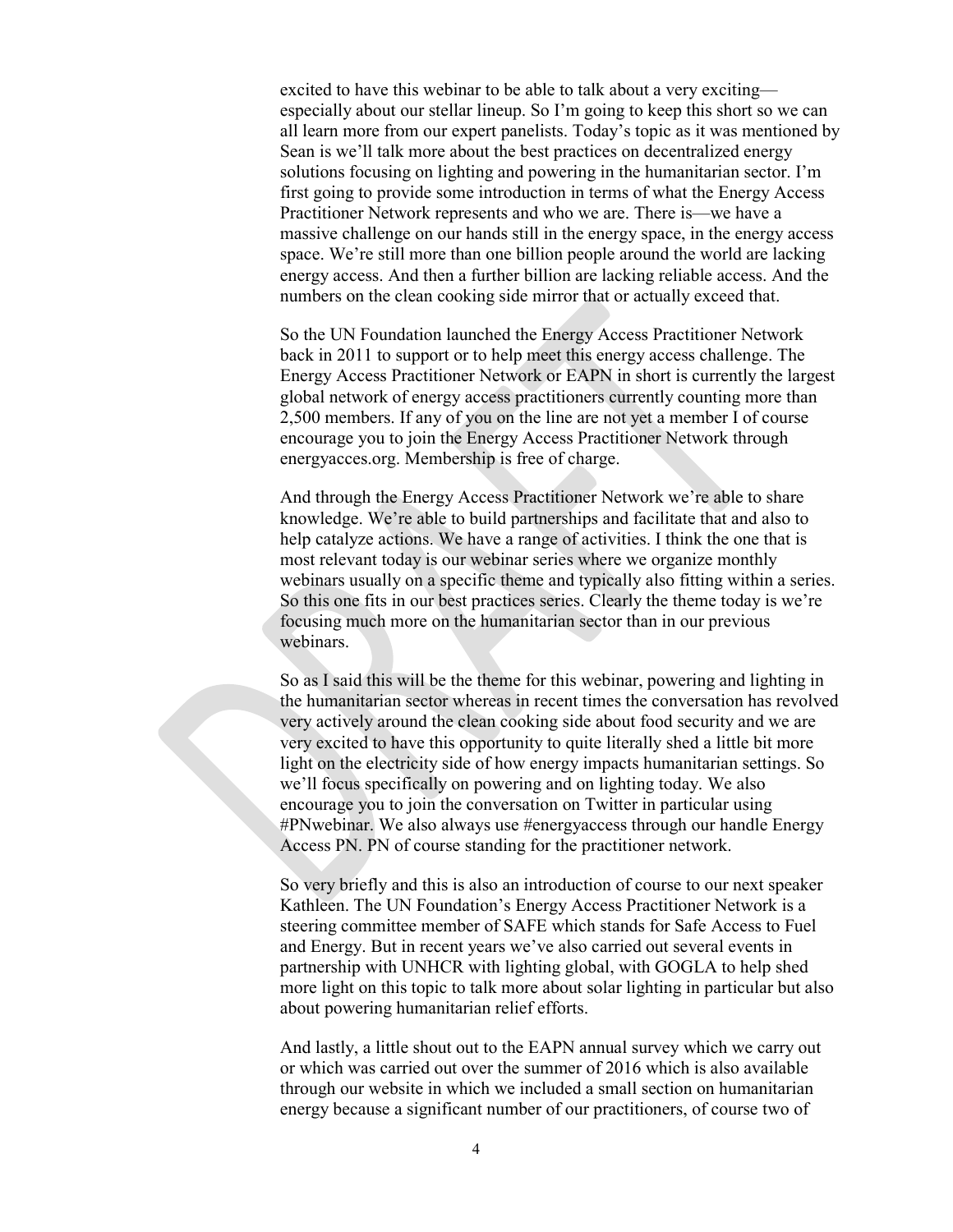excited to have this webinar to be able to talk about a very exciting—especially about our stellar lineup. So I'm going to keep this short so we can all learn more from our expert panelists. Today's topic as it was mentioned by Sean is we'll talk more about the best practices on decentralized energy solutions focusing on lighting and powering in the humanitarian sector. I'm first going to provide some introduction in terms of what the Energy Access Practitioner Network represents and who we are. There is—we have a massive challenge on our hands still in the energy space, in the energy access space. We're still more than one billion people around the world are lacking energy access. And then a further billion are lacking reliable access. And the numbers on the clean cooking side mirror that or actually exceed that.

So the UN Foundation launched the Energy Access Practitioner Network back in 2011 to support or to help meet this energy access challenge. The Energy Access Practitioner Network or EAPN in short is currently the largest global network of energy access practitioners currently counting more than 2,500 members. If any of you on the line are not yet a member I of course encourage you to join the Energy Access Practitioner Network through energyacces.org. Membership is free of charge.

And through the Energy Access Practitioner Network we're able to share knowledge. We're able to build partnerships and facilitate that and also to help catalyze actions. We have a range of activities. I think the one that is most relevant today is our webinar series where we organize monthly webinars usually on a specific theme and typically also fitting within a series. So this one fits in our best practices series. Clearly the theme today is we're focusing much more on the humanitarian sector than in our previous webinars.

So as I said this will be the theme for this webinar, powering and lighting in the humanitarian sector whereas in recent times the conversation has revolved very actively around the clean cooking side about food security and we are very excited to have this opportunity to quite literally shed a little bit more light on the electricity side of how energy impacts humanitarian settings. So we'll focus specifically on powering and on lighting today. We also encourage you to join the conversation on Twitter in particular using #PNwebinar. We also always use #energyaccess through our handle Energy Access PN. PN of course standing for the practitioner network.

So very briefly and this is also an introduction of course to our next speaker Kathleen. The UN Foundation's Energy Access Practitioner Network is a steering committee member of SAFE which stands for Safe Access to Fuel and Energy. But in recent years we've also carried out several events in partnership with UNHCR with lighting global, with GOGLA to help shed more light on this topic to talk more about solar lighting in particular but also about powering humanitarian relief efforts.

And lastly, a little shout out to the EAPN annual survey which we carry out or which was carried out over the summer of 2016 which is also available through our website in which we included a small section on humanitarian energy because a significant number of our practitioners, of course two of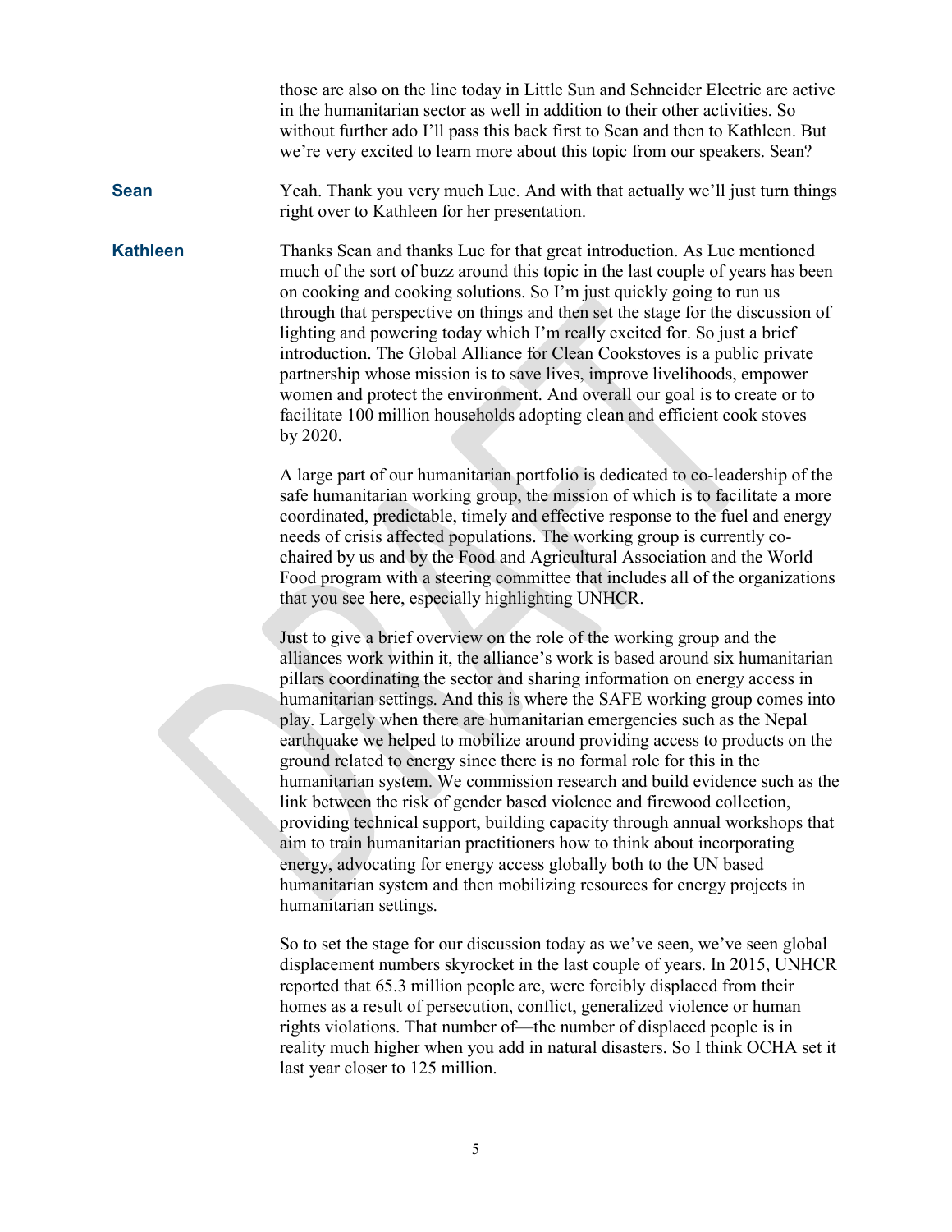those are also on the line today in Little Sun and Schneider Electric are active in the humanitarian sector as well in addition to their other activities. So without further ado I'll pass this back first to Sean and then to Kathleen. But we're very excited to learn more about this topic from our speakers. Sean?

**Sean** Yeah. Thank you very much Luc. And with that actually we'll just turn things right over to Kathleen for her presentation.

**Kathleen** Thanks Sean and thanks Luc for that great introduction. As Luc mentioned much of the sort of buzz around this topic in the last couple of years has been on cooking and cooking solutions. So I'm just quickly going to run us through that perspective on things and then set the stage for the discussion of lighting and powering today which I'm really excited for. So just a brief introduction. The Global Alliance for Clean Cookstoves is a public private partnership whose mission is to save lives, improve livelihoods, empower women and protect the environment. And overall our goal is to create or to facilitate 100 million households adopting clean and efficient cook stoves by 2020.

A large part of our humanitarian portfolio is dedicated to co-leadership of the safe humanitarian working group, the mission of which is to facilitate a more coordinated, predictable, timely and effective response to the fuel and energy needs of crisis affected populations. The working group is currently co-chaired by us and by the Food and Agricultural Association and the World Food program with a steering committee that includes all of the organizations that you see here, especially highlighting UNHCR.

Just to give a brief overview on the role of the working group and the alliances work within it, the alliance's work is based around six humanitarian pillars coordinating the sector and sharing information on energy access in humanitarian settings. And this is where the SAFE working group comes into play. Largely when there are humanitarian emergencies such as the Nepal earthquake we helped to mobilize around providing access to products on the ground related to energy since there is no formal role for this in the humanitarian system. We commission research and build evidence such as the link between the risk of gender based violence and firewood collection, providing technical support, building capacity through annual workshops that aim to train humanitarian practitioners how to think about incorporating energy, advocating for energy access globally both to the UN based humanitarian system and then mobilizing resources for energy projects in humanitarian settings.

So to set the stage for our discussion today as we've seen, we've seen global displacement numbers skyrocket in the last couple of years. In 2015, UNHCR reported that 65.3 million people are, were forcibly displaced from their homes as a result of persecution, conflict, generalized violence or human rights violations. That number of—the number of displaced people is in reality much higher when you add in natural disasters. So I think OCHA set it last year closer to 125 million.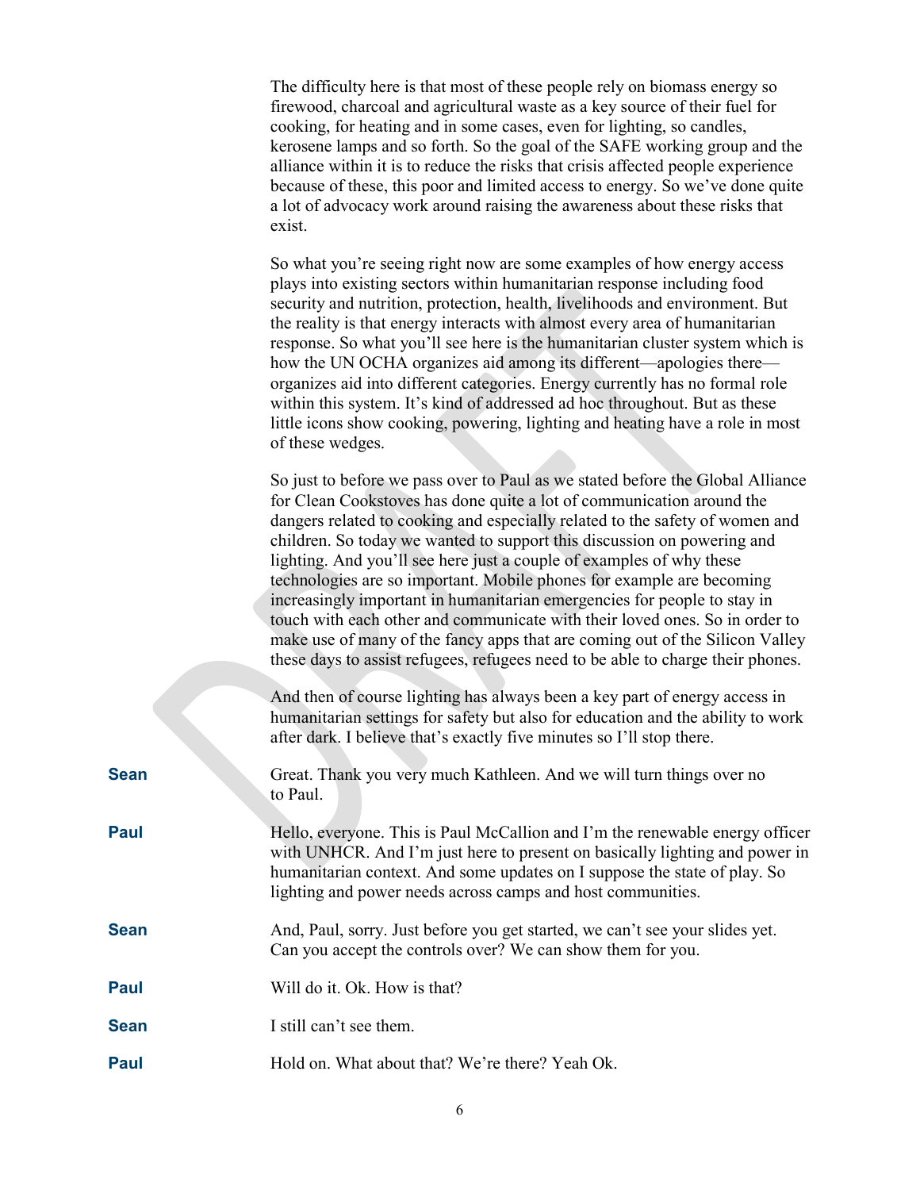The difficulty here is that most of these people rely on biomass energy so firewood, charcoal and agricultural waste as a key source of their fuel for cooking, for heating and in some cases, even for lighting, so candles, kerosene lamps and so forth. So the goal of the SAFE working group and the alliance within it is to reduce the risks that crisis affected people experience because of these, this poor and limited access to energy. So we've done quite a lot of advocacy work around raising the awareness about these risks that exist.

So what you're seeing right now are some examples of how energy access plays into existing sectors within humanitarian response including food security and nutrition, protection, health, livelihoods and environment. But the reality is that energy interacts with almost every area of humanitarian response. So what you'll see here is the humanitarian cluster system which is how the UN OCHA organizes aid among its different—apologies there—organizes aid into different categories. Energy currently has no formal role within this system. It's kind of addressed ad hoc throughout. But as these little icons show cooking, powering, lighting and heating have a role in most of these wedges.

So just to before we pass over to Paul as we stated before the Global Alliance for Clean Cookstoves has done quite a lot of communication around the dangers related to cooking and especially related to the safety of women and children. So today we wanted to support this discussion on powering and lighting. And you'll see here just a couple of examples of why these technologies are so important. Mobile phones for example are becoming increasingly important in humanitarian emergencies for people to stay in touch with each other and communicate with their loved ones. So in order to make use of many of the fancy apps that are coming out of the Silicon Valley these days to assist refugees, refugees need to be able to charge their phones.

And then of course lighting has always been a key part of energy access in humanitarian settings for safety but also for education and the ability to work after dark. I believe that's exactly five minutes so I'll stop there.

**Sean** Great. Thank you very much Kathleen. And we will turn things over no to Paul.

**Paul** Hello, everyone. This is Paul McCallion and I'm the renewable energy officer with UNHCR. And I'm just here to present on basically lighting and power in humanitarian context. And some updates on I suppose the state of play. So lighting and power needs across camps and host communities.

**Sean** And, Paul, sorry. Just before you get started, we can't see your slides yet. Can you accept the controls over? We can show them for you.

**Paul** Will do it. Ok. How is that?

**Sean** I still can't see them.

**Paul** Hold on. What about that? We're there? Yeah Ok.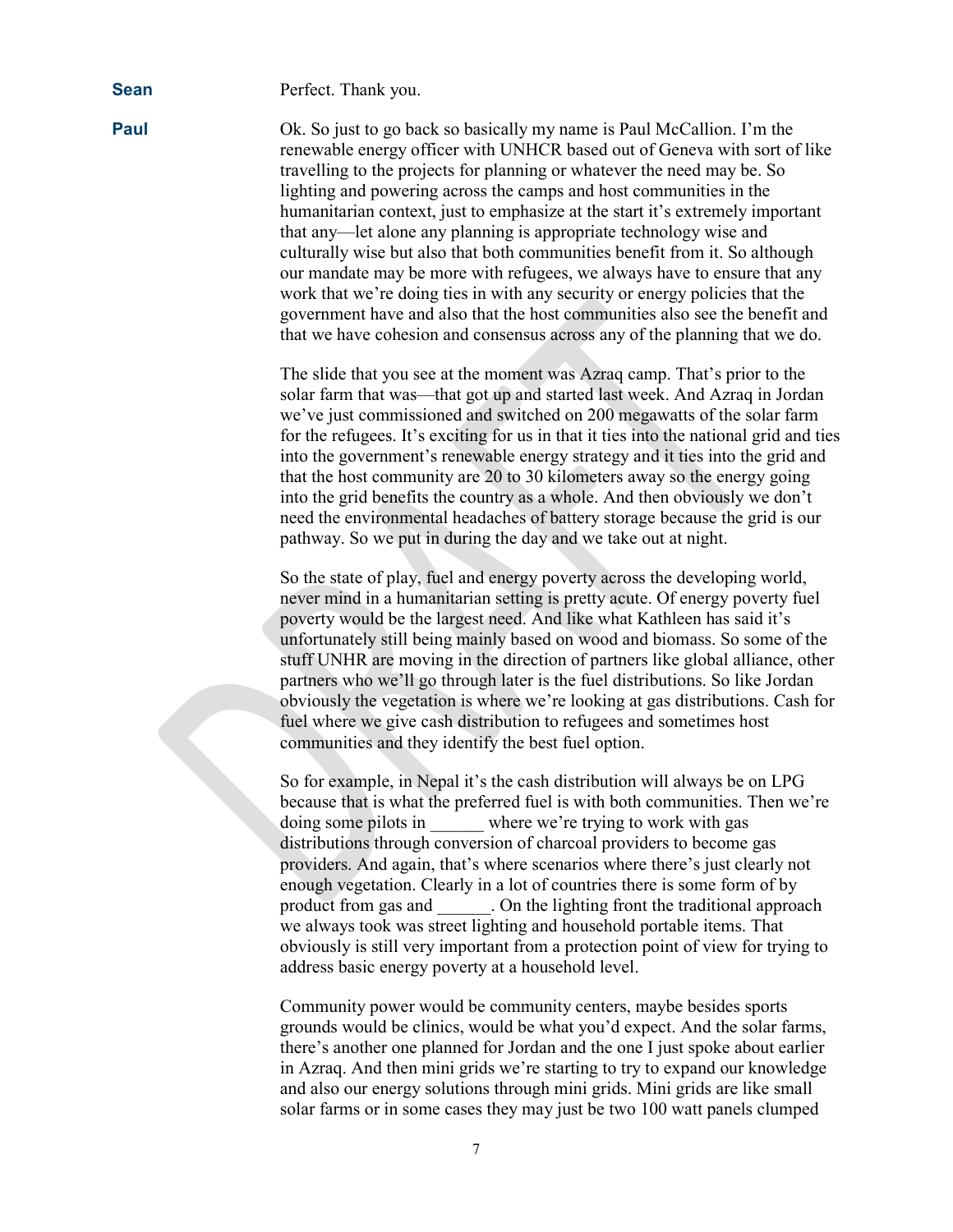**Sean** Perfect. Thank you.

**Paul** Ok. So just to go back so basically my name is Paul McCallion. I'm the renewable energy officer with UNHCR based out of Geneva with sort of like travelling to the projects for planning or whatever the need may be. So lighting and powering across the camps and host communities in the humanitarian context, just to emphasize at the start it's extremely important that any—let alone any planning is appropriate technology wise and culturally wise but also that both communities benefit from it. So although our mandate may be more with refugees, we always have to ensure that any work that we're doing ties in with any security or energy policies that the government have and also that the host communities also see the benefit and that we have cohesion and consensus across any of the planning that we do.

The slide that you see at the moment was Azraq camp. That's prior to the solar farm that was—that got up and started last week. And Azraq in Jordan we've just commissioned and switched on 200 megawatts of the solar farm for the refugees. It's exciting for us in that it ties into the national grid and ties into the government's renewable energy strategy and it ties into the grid and that the host community are 20 to 30 kilometers away so the energy going into the grid benefits the country as a whole. And then obviously we don't need the environmental headaches of battery storage because the grid is our pathway. So we put in during the day and we take out at night.

So the state of play, fuel and energy poverty across the developing world, never mind in a humanitarian setting is pretty acute. Of energy poverty fuel poverty would be the largest need. And like what Kathleen has said it's unfortunately still being mainly based on wood and biomass. So some of the stuff UNHR are moving in the direction of partners like global alliance, other partners who we'll go through later is the fuel distributions. So like Jordan obviously the vegetation is where we're looking at gas distributions. Cash for fuel where we give cash distribution to refugees and sometimes host communities and they identify the best fuel option.

So for example, in Nepal it's the cash distribution will always be on LPG because that is what the preferred fuel is with both communities. Then we're doing some pilots in ______ where we're trying to work with gas distributions through conversion of charcoal providers to become gas providers. And again, that's where scenarios where there's just clearly not enough vegetation. Clearly in a lot of countries there is some form of by product from gas and ______. On the lighting front the traditional approach we always took was street lighting and household portable items. That obviously is still very important from a protection point of view for trying to address basic energy poverty at a household level.

Community power would be community centers, maybe besides sports grounds would be clinics, would be what you'd expect. And the solar farms, there's another one planned for Jordan and the one I just spoke about earlier in Azraq. And then mini grids we're starting to try to expand our knowledge and also our energy solutions through mini grids. Mini grids are like small solar farms or in some cases they may just be two 100 watt panels clumped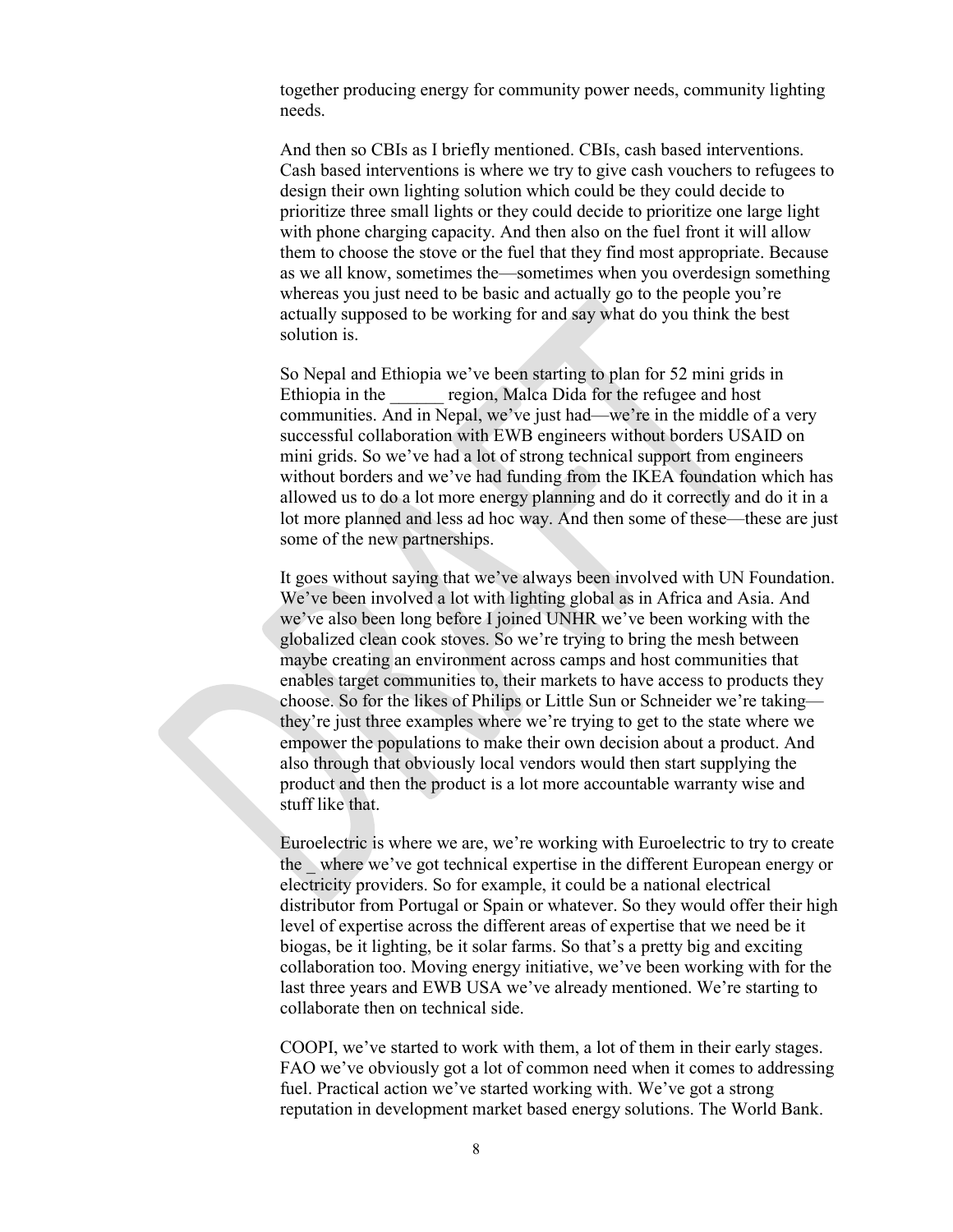together producing energy for community power needs, community lighting needs.

And then so CBIs as I briefly mentioned. CBIs, cash based interventions. Cash based interventions is where we try to give cash vouchers to refugees to design their own lighting solution which could be they could decide to prioritize three small lights or they could decide to prioritize one large light with phone charging capacity. And then also on the fuel front it will allow them to choose the stove or the fuel that they find most appropriate. Because as we all know, sometimes the—sometimes when you overdesign something whereas you just need to be basic and actually go to the people you're actually supposed to be working for and say what do you think the best solution is.

So Nepal and Ethiopia we've been starting to plan for 52 mini grids in Ethiopia in the ______ region, Malca Dida for the refugee and host communities. And in Nepal, we've just had—we're in the middle of a very successful collaboration with EWB engineers without borders USAID on mini grids. So we've had a lot of strong technical support from engineers without borders and we've had funding from the IKEA foundation which has allowed us to do a lot more energy planning and do it correctly and do it in a lot more planned and less ad hoc way. And then some of these—these are just some of the new partnerships.

It goes without saying that we've always been involved with UN Foundation. We've been involved a lot with lighting global as in Africa and Asia. And we've also been long before I joined UNHR we've been working with the globalized clean cook stoves. So we're trying to bring the mesh between maybe creating an environment across camps and host communities that enables target communities to, their markets to have access to products they choose. So for the likes of Philips or Little Sun or Schneider we're taking—they're just three examples where we're trying to get to the state where we empower the populations to make their own decision about a product. And also through that obviously local vendors would then start supplying the product and then the product is a lot more accountable warranty wise and stuff like that.

Euroelectric is where we are, we're working with Euroelectric to try to create the _ where we've got technical expertise in the different European energy or electricity providers. So for example, it could be a national electrical distributor from Portugal or Spain or whatever. So they would offer their high level of expertise across the different areas of expertise that we need be it biogas, be it lighting, be it solar farms. So that's a pretty big and exciting collaboration too. Moving energy initiative, we've been working with for the last three years and EWB USA we've already mentioned. We're starting to collaborate then on technical side.

COOPI, we've started to work with them, a lot of them in their early stages. FAO we've obviously got a lot of common need when it comes to addressing fuel. Practical action we've started working with. We've got a strong reputation in development market based energy solutions. The World Bank.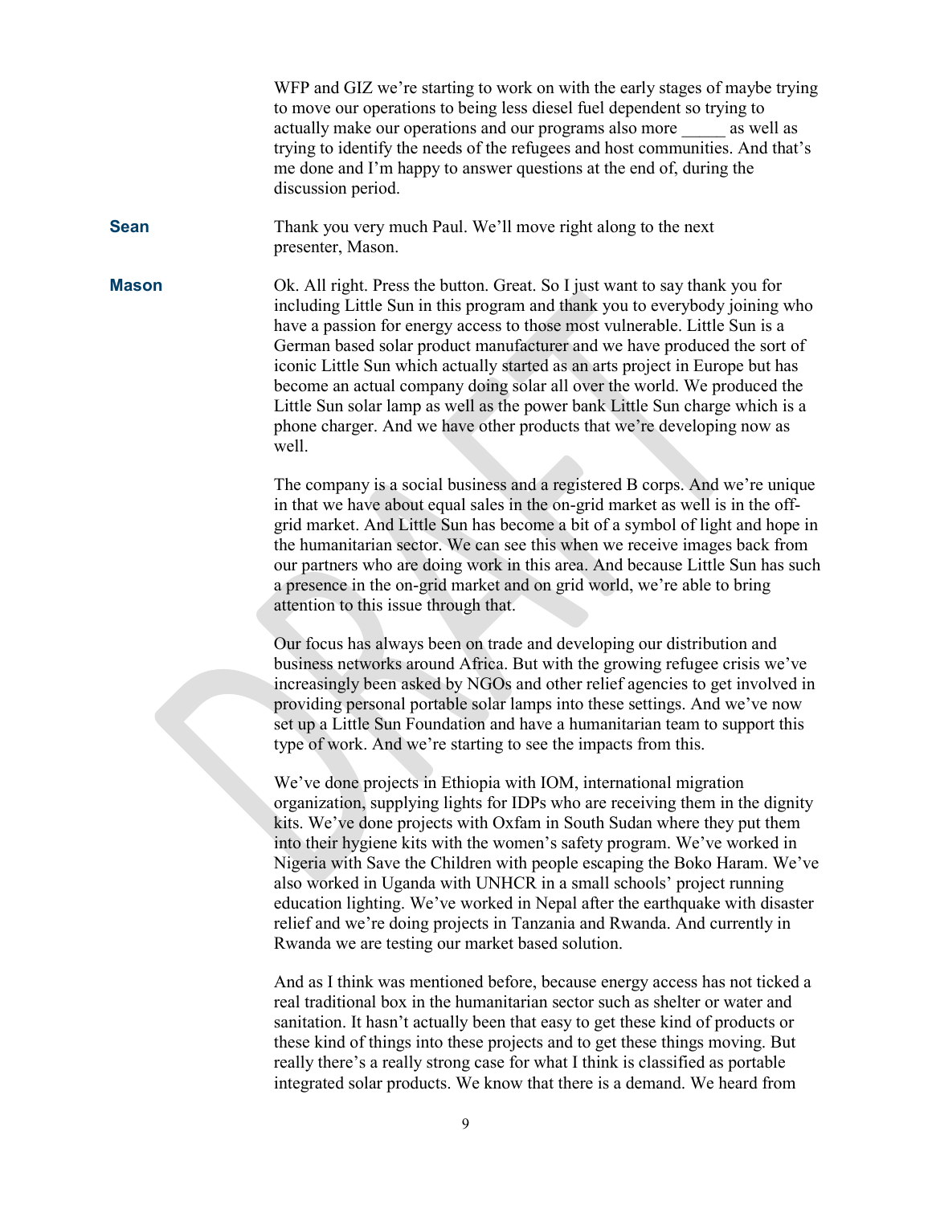WFP and GIZ we're starting to work on with the early stages of maybe trying to move our operations to being less diesel fuel dependent so trying to actually make our operations and our programs also more _____ as well as trying to identify the needs of the refugees and host communities. And that's me done and I'm happy to answer questions at the end of, during the discussion period.

**Sean** Thank you very much Paul. We'll move right along to the next presenter, Mason.

**Mason** Ok. All right. Press the button. Great. So I just want to say thank you for including Little Sun in this program and thank you to everybody joining who have a passion for energy access to those most vulnerable. Little Sun is a German based solar product manufacturer and we have produced the sort of iconic Little Sun which actually started as an arts project in Europe but has become an actual company doing solar all over the world. We produced the Little Sun solar lamp as well as the power bank Little Sun charge which is a phone charger. And we have other products that we're developing now as well.

The company is a social business and a registered B corps. And we're unique in that we have about equal sales in the on-grid market as well is in the off-grid market. And Little Sun has become a bit of a symbol of light and hope in the humanitarian sector. We can see this when we receive images back from our partners who are doing work in this area. And because Little Sun has such a presence in the on-grid market and on grid world, we're able to bring attention to this issue through that.

Our focus has always been on trade and developing our distribution and business networks around Africa. But with the growing refugee crisis we've increasingly been asked by NGOs and other relief agencies to get involved in providing personal portable solar lamps into these settings. And we've now set up a Little Sun Foundation and have a humanitarian team to support this type of work. And we're starting to see the impacts from this.

We've done projects in Ethiopia with IOM, international migration organization, supplying lights for IDPs who are receiving them in the dignity kits. We've done projects with Oxfam in South Sudan where they put them into their hygiene kits with the women's safety program. We've worked in Nigeria with Save the Children with people escaping the Boko Haram. We've also worked in Uganda with UNHCR in a small schools' project running education lighting. We've worked in Nepal after the earthquake with disaster relief and we're doing projects in Tanzania and Rwanda. And currently in Rwanda we are testing our market based solution.

And as I think was mentioned before, because energy access has not ticked a real traditional box in the humanitarian sector such as shelter or water and sanitation. It hasn't actually been that easy to get these kind of products or these kind of things into these projects and to get these things moving. But really there's a really strong case for what I think is classified as portable integrated solar products. We know that there is a demand. We heard from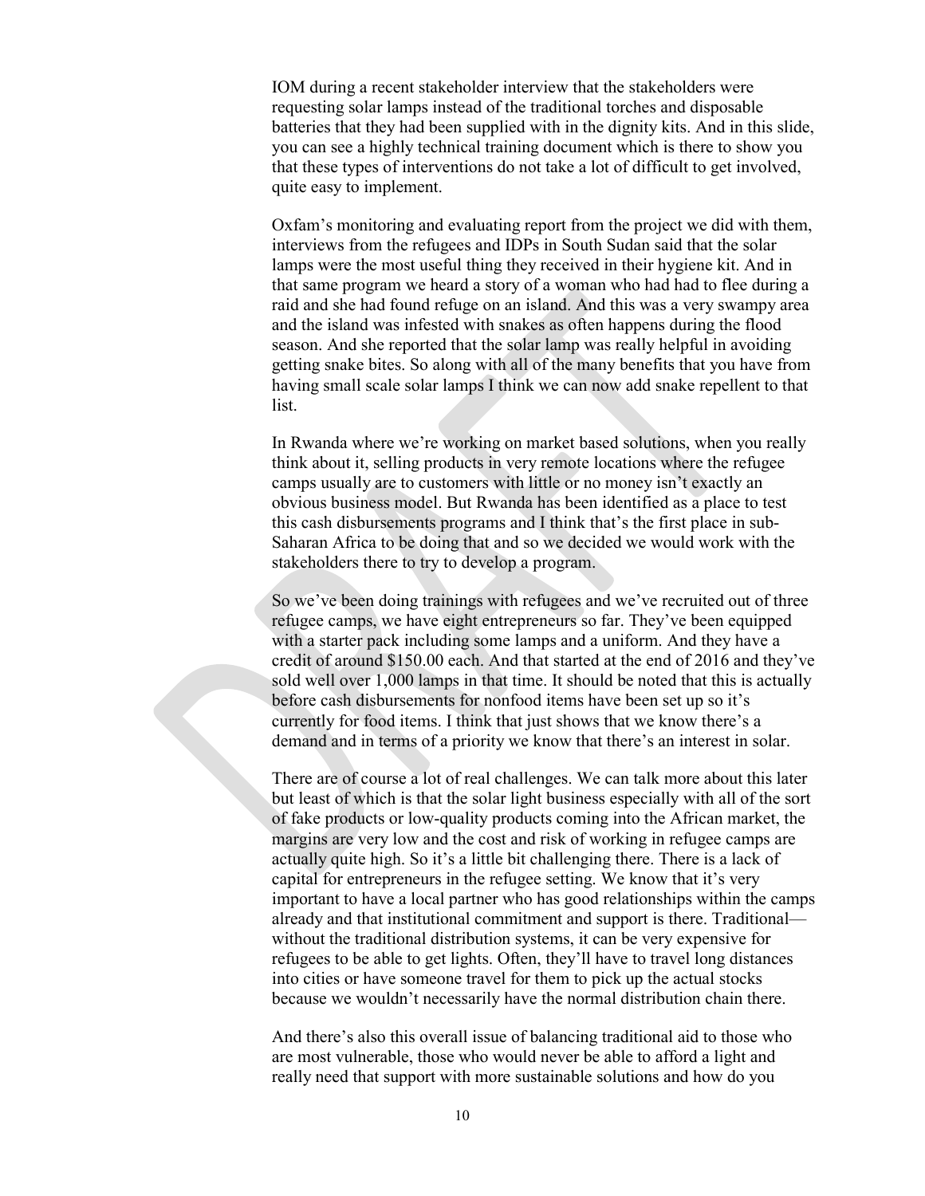IOM during a recent stakeholder interview that the stakeholders were requesting solar lamps instead of the traditional torches and disposable batteries that they had been supplied with in the dignity kits. And in this slide, you can see a highly technical training document which is there to show you that these types of interventions do not take a lot of difficult to get involved, quite easy to implement.

Oxfam's monitoring and evaluating report from the project we did with them, interviews from the refugees and IDPs in South Sudan said that the solar lamps were the most useful thing they received in their hygiene kit. And in that same program we heard a story of a woman who had had to flee during a raid and she had found refuge on an island. And this was a very swampy area and the island was infested with snakes as often happens during the flood season. And she reported that the solar lamp was really helpful in avoiding getting snake bites. So along with all of the many benefits that you have from having small scale solar lamps I think we can now add snake repellent to that list.

In Rwanda where we're working on market based solutions, when you really think about it, selling products in very remote locations where the refugee camps usually are to customers with little or no money isn't exactly an obvious business model. But Rwanda has been identified as a place to test this cash disbursements programs and I think that's the first place in sub-Saharan Africa to be doing that and so we decided we would work with the stakeholders there to try to develop a program.

So we've been doing trainings with refugees and we've recruited out of three refugee camps, we have eight entrepreneurs so far. They've been equipped with a starter pack including some lamps and a uniform. And they have a credit of around $150.00 each. And that started at the end of 2016 and they've sold well over 1,000 lamps in that time. It should be noted that this is actually before cash disbursements for nonfood items have been set up so it's currently for food items. I think that just shows that we know there's a demand and in terms of a priority we know that there's an interest in solar.

There are of course a lot of real challenges. We can talk more about this later but least of which is that the solar light business especially with all of the sort of fake products or low-quality products coming into the African market, the margins are very low and the cost and risk of working in refugee camps are actually quite high. So it's a little bit challenging there. There is a lack of capital for entrepreneurs in the refugee setting. We know that it's very important to have a local partner who has good relationships within the camps already and that institutional commitment and support is there. Traditional—without the traditional distribution systems, it can be very expensive for refugees to be able to get lights. Often, they'll have to travel long distances into cities or have someone travel for them to pick up the actual stocks because we wouldn't necessarily have the normal distribution chain there.

And there's also this overall issue of balancing traditional aid to those who are most vulnerable, those who would never be able to afford a light and really need that support with more sustainable solutions and how do you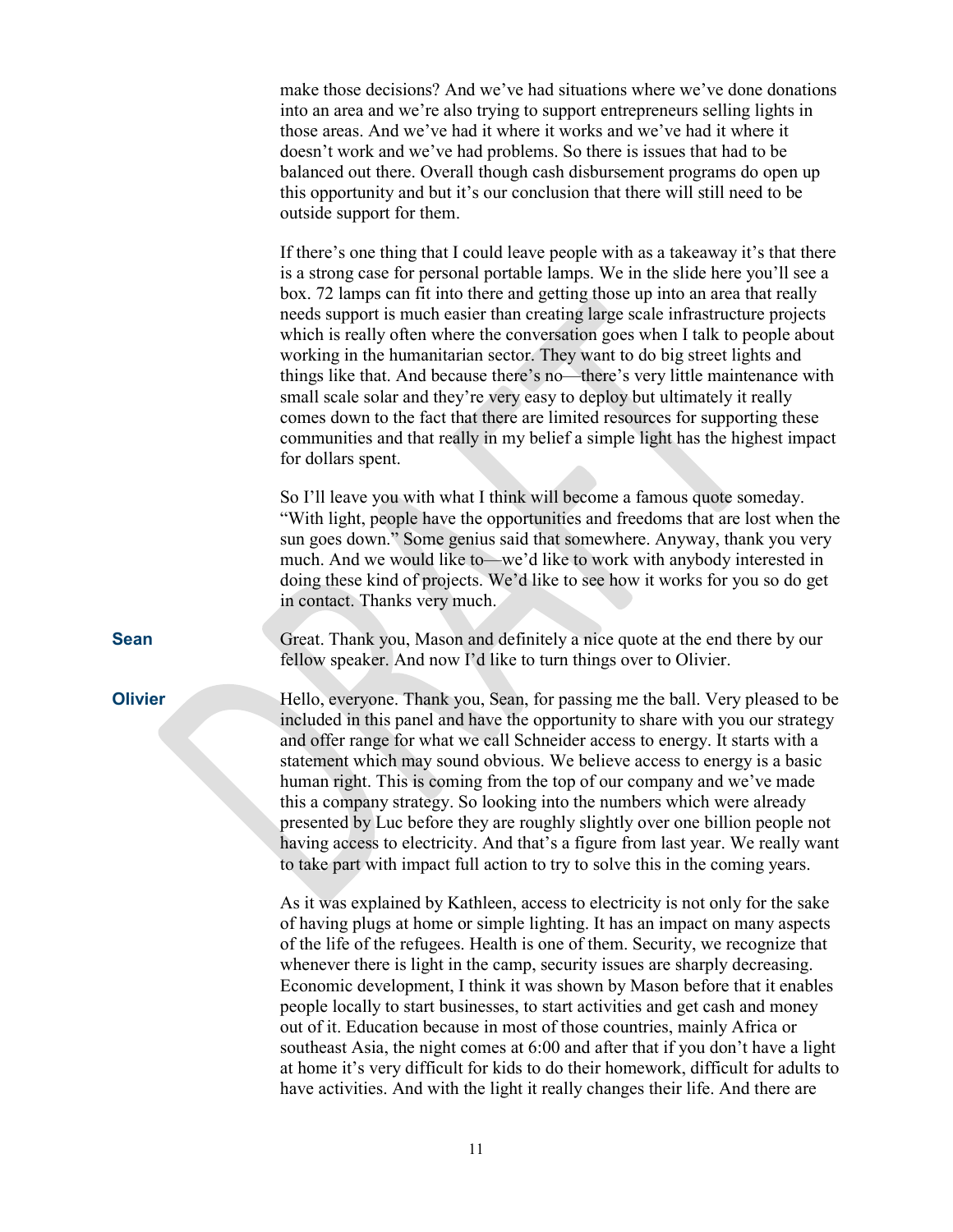make those decisions? And we've had situations where we've done donations into an area and we're also trying to support entrepreneurs selling lights in those areas. And we've had it where it works and we've had it where it doesn't work and we've had problems. So there is issues that had to be balanced out there. Overall though cash disbursement programs do open up this opportunity and but it's our conclusion that there will still need to be outside support for them.

If there's one thing that I could leave people with as a takeaway it's that there is a strong case for personal portable lamps. We in the slide here you'll see a box. 72 lamps can fit into there and getting those up into an area that really needs support is much easier than creating large scale infrastructure projects which is really often where the conversation goes when I talk to people about working in the humanitarian sector. They want to do big street lights and things like that. And because there's no—there's very little maintenance with small scale solar and they're very easy to deploy but ultimately it really comes down to the fact that there are limited resources for supporting these communities and that really in my belief a simple light has the highest impact for dollars spent.

So I'll leave you with what I think will become a famous quote someday. "With light, people have the opportunities and freedoms that are lost when the sun goes down." Some genius said that somewhere. Anyway, thank you very much. And we would like to—we'd like to work with anybody interested in doing these kind of projects. We'd like to see how it works for you so do get in contact. Thanks very much.

**Sean** Great. Thank you, Mason and definitely a nice quote at the end there by our fellow speaker. And now I'd like to turn things over to Olivier.

**Olivier** Hello, everyone. Thank you, Sean, for passing me the ball. Very pleased to be included in this panel and have the opportunity to share with you our strategy and offer range for what we call Schneider access to energy. It starts with a statement which may sound obvious. We believe access to energy is a basic human right. This is coming from the top of our company and we've made this a company strategy. So looking into the numbers which were already presented by Luc before they are roughly slightly over one billion people not having access to electricity. And that's a figure from last year. We really want to take part with impact full action to try to solve this in the coming years.

As it was explained by Kathleen, access to electricity is not only for the sake of having plugs at home or simple lighting. It has an impact on many aspects of the life of the refugees. Health is one of them. Security, we recognize that whenever there is light in the camp, security issues are sharply decreasing. Economic development, I think it was shown by Mason before that it enables people locally to start businesses, to start activities and get cash and money out of it. Education because in most of those countries, mainly Africa or southeast Asia, the night comes at 6:00 and after that if you don't have a light at home it's very difficult for kids to do their homework, difficult for adults to have activities. And with the light it really changes their life. And there are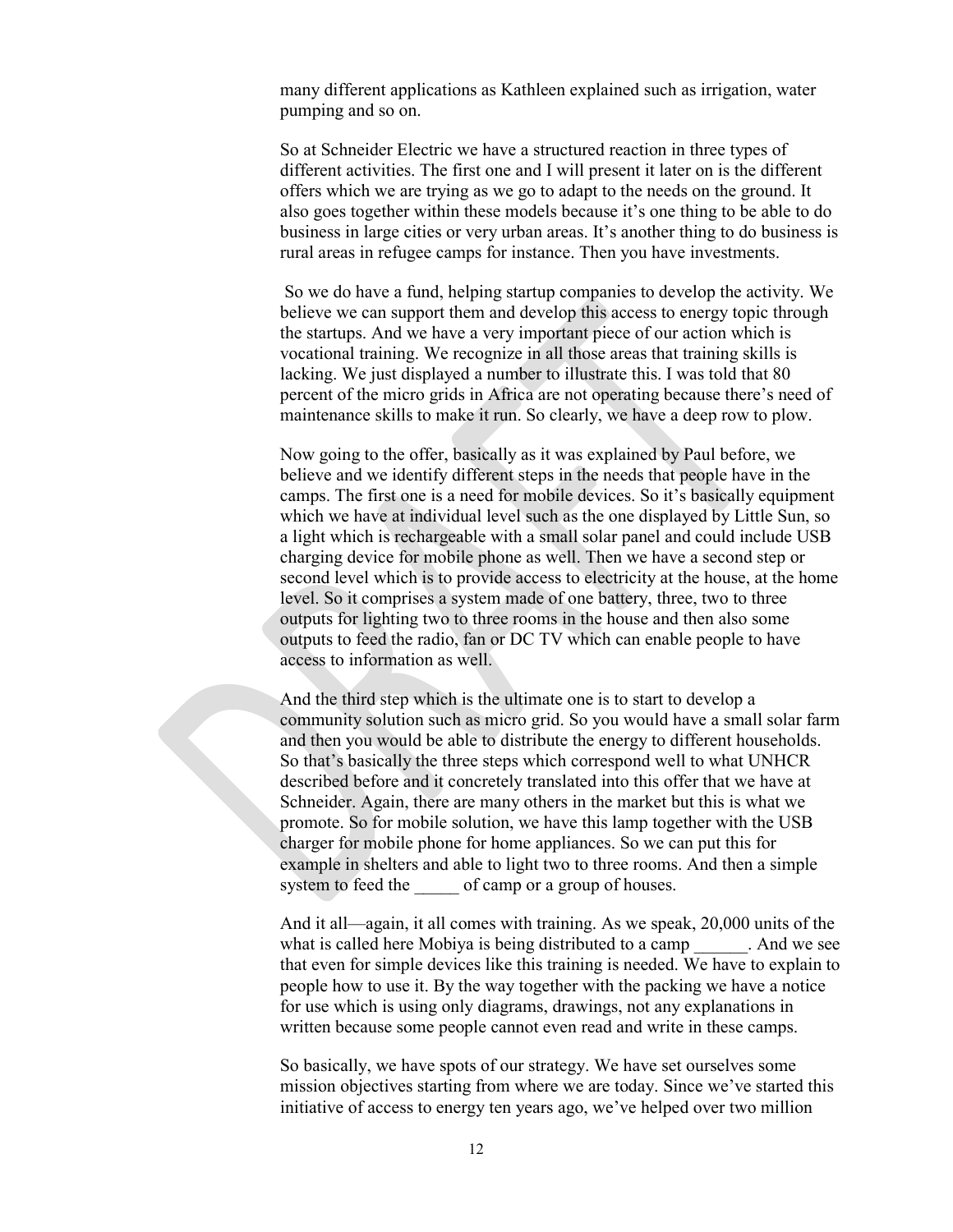many different applications as Kathleen explained such as irrigation, water pumping and so on.

So at Schneider Electric we have a structured reaction in three types of different activities. The first one and I will present it later on is the different offers which we are trying as we go to adapt to the needs on the ground. It also goes together within these models because it's one thing to be able to do business in large cities or very urban areas. It's another thing to do business is rural areas in refugee camps for instance. Then you have investments.

So we do have a fund, helping startup companies to develop the activity. We believe we can support them and develop this access to energy topic through the startups. And we have a very important piece of our action which is vocational training. We recognize in all those areas that training skills is lacking. We just displayed a number to illustrate this. I was told that 80 percent of the micro grids in Africa are not operating because there's need of maintenance skills to make it run. So clearly, we have a deep row to plow.

Now going to the offer, basically as it was explained by Paul before, we believe and we identify different steps in the needs that people have in the camps. The first one is a need for mobile devices. So it's basically equipment which we have at individual level such as the one displayed by Little Sun, so a light which is rechargeable with a small solar panel and could include USB charging device for mobile phone as well. Then we have a second step or second level which is to provide access to electricity at the house, at the home level. So it comprises a system made of one battery, three, two to three outputs for lighting two to three rooms in the house and then also some outputs to feed the radio, fan or DC TV which can enable people to have access to information as well.

And the third step which is the ultimate one is to start to develop a community solution such as micro grid. So you would have a small solar farm and then you would be able to distribute the energy to different households. So that's basically the three steps which correspond well to what UNHCR described before and it concretely translated into this offer that we have at Schneider. Again, there are many others in the market but this is what we promote. So for mobile solution, we have this lamp together with the USB charger for mobile phone for home appliances. So we can put this for example in shelters and able to light two to three rooms. And then a simple system to feed the _____ of camp or a group of houses.

And it all—again, it all comes with training. As we speak, 20,000 units of the what is called here Mobiya is being distributed to a camp ______. And we see that even for simple devices like this training is needed. We have to explain to people how to use it. By the way together with the packing we have a notice for use which is using only diagrams, drawings, not any explanations in written because some people cannot even read and write in these camps.

So basically, we have spots of our strategy. We have set ourselves some mission objectives starting from where we are today. Since we've started this initiative of access to energy ten years ago, we've helped over two million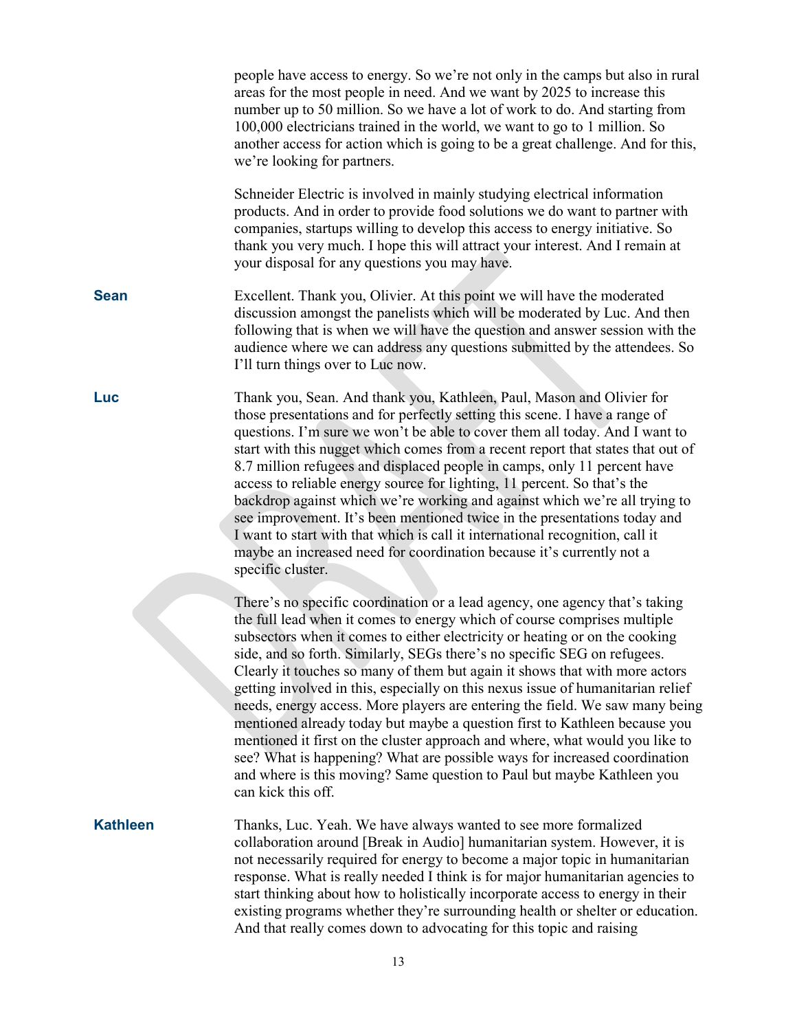people have access to energy. So we're not only in the camps but also in rural areas for the most people in need. And we want by 2025 to increase this number up to 50 million. So we have a lot of work to do. And starting from 100,000 electricians trained in the world, we want to go to 1 million. So another access for action which is going to be a great challenge. And for this, we're looking for partners.

Schneider Electric is involved in mainly studying electrical information products. And in order to provide food solutions we do want to partner with companies, startups willing to develop this access to energy initiative. So thank you very much. I hope this will attract your interest. And I remain at your disposal for any questions you may have.

**Sean** Excellent. Thank you, Olivier. At this point we will have the moderated discussion amongst the panelists which will be moderated by Luc. And then following that is when we will have the question and answer session with the audience where we can address any questions submitted by the attendees. So I'll turn things over to Luc now.

**Luc** Thank you, Sean. And thank you, Kathleen, Paul, Mason and Olivier for those presentations and for perfectly setting this scene. I have a range of questions. I'm sure we won't be able to cover them all today. And I want to start with this nugget which comes from a recent report that states that out of 8.7 million refugees and displaced people in camps, only 11 percent have access to reliable energy source for lighting, 11 percent. So that's the backdrop against which we're working and against which we're all trying to see improvement. It's been mentioned twice in the presentations today and I want to start with that which is call it international recognition, call it maybe an increased need for coordination because it's currently not a specific cluster.

There's no specific coordination or a lead agency, one agency that's taking the full lead when it comes to energy which of course comprises multiple subsectors when it comes to either electricity or heating or on the cooking side, and so forth. Similarly, SEGs there's no specific SEG on refugees. Clearly it touches so many of them but again it shows that with more actors getting involved in this, especially on this nexus issue of humanitarian relief needs, energy access. More players are entering the field. We saw many being mentioned already today but maybe a question first to Kathleen because you mentioned it first on the cluster approach and where, what would you like to see? What is happening? What are possible ways for increased coordination and where is this moving? Same question to Paul but maybe Kathleen you can kick this off.

**Kathleen** Thanks, Luc. Yeah. We have always wanted to see more formalized collaboration around [Break in Audio] humanitarian system. However, it is not necessarily required for energy to become a major topic in humanitarian response. What is really needed I think is for major humanitarian agencies to start thinking about how to holistically incorporate access to energy in their existing programs whether they're surrounding health or shelter or education. And that really comes down to advocating for this topic and raising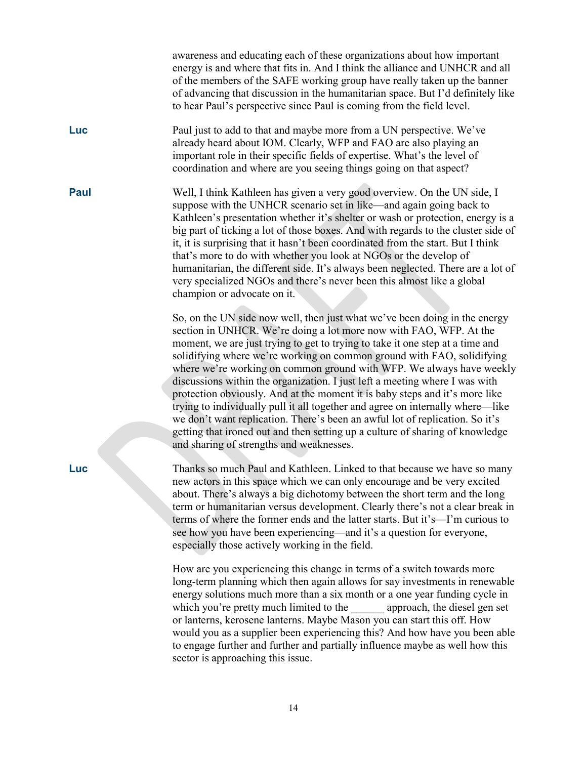awareness and educating each of these organizations about how important energy is and where that fits in. And I think the alliance and UNHCR and all of the members of the SAFE working group have really taken up the banner of advancing that discussion in the humanitarian space. But I'd definitely like to hear Paul's perspective since Paul is coming from the field level.

**Luc** Paul just to add to that and maybe more from a UN perspective. We've already heard about IOM. Clearly, WFP and FAO are also playing an important role in their specific fields of expertise. What's the level of coordination and where are you seeing things going on that aspect?

**Paul** Well, I think Kathleen has given a very good overview. On the UN side, I suppose with the UNHCR scenario set in like—and again going back to Kathleen's presentation whether it's shelter or wash or protection, energy is a big part of ticking a lot of those boxes. And with regards to the cluster side of it, it is surprising that it hasn't been coordinated from the start. But I think that's more to do with whether you look at NGOs or the develop of humanitarian, the different side. It's always been neglected. There are a lot of very specialized NGOs and there's never been this almost like a global champion or advocate on it.

So, on the UN side now well, then just what we've been doing in the energy section in UNHCR. We're doing a lot more now with FAO, WFP. At the moment, we are just trying to get to trying to take it one step at a time and solidifying where we're working on common ground with FAO, solidifying where we're working on common ground with WFP. We always have weekly discussions within the organization. I just left a meeting where I was with protection obviously. And at the moment it is baby steps and it's more like trying to individually pull it all together and agree on internally where—like we don't want replication. There's been an awful lot of replication. So it's getting that ironed out and then setting up a culture of sharing of knowledge and sharing of strengths and weaknesses.

**Luc** Thanks so much Paul and Kathleen. Linked to that because we have so many new actors in this space which we can only encourage and be very excited about. There's always a big dichotomy between the short term and the long term or humanitarian versus development. Clearly there's not a clear break in terms of where the former ends and the latter starts. But it's—I'm curious to see how you have been experiencing—and it's a question for everyone, especially those actively working in the field.

How are you experiencing this change in terms of a switch towards more long-term planning which then again allows for say investments in renewable energy solutions much more than a six month or a one year funding cycle in which you're pretty much limited to the ______ approach, the diesel gen set or lanterns, kerosene lanterns. Maybe Mason you can start this off. How would you as a supplier been experiencing this? And how have you been able to engage further and further and partially influence maybe as well how this sector is approaching this issue.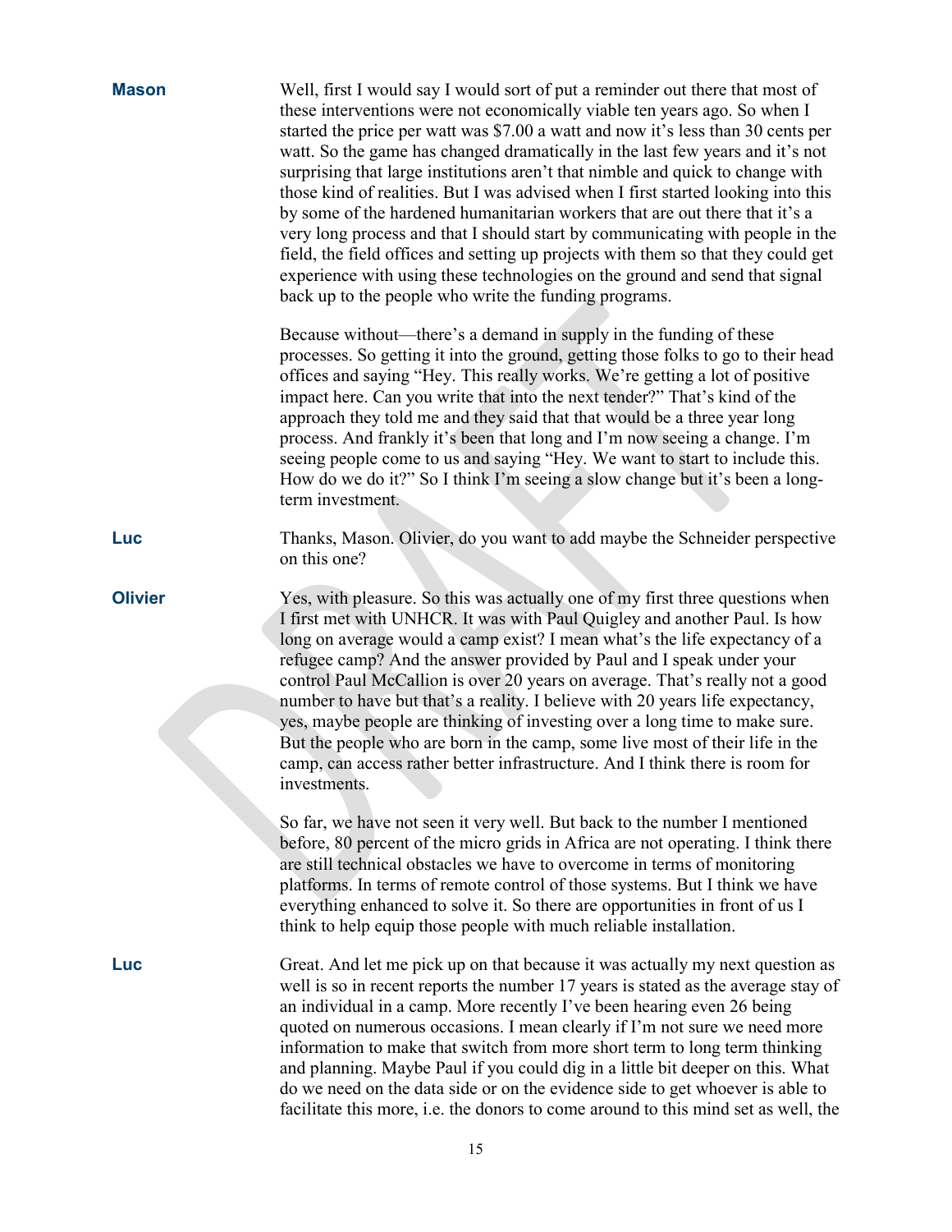**Mason** Well, first I would say I would sort of put a reminder out there that most of these interventions were not economically viable ten years ago. So when I started the price per watt was $7.00 a watt and now it's less than 30 cents per watt. So the game has changed dramatically in the last few years and it's not surprising that large institutions aren't that nimble and quick to change with those kind of realities. But I was advised when I first started looking into this by some of the hardened humanitarian workers that are out there that it's a very long process and that I should start by communicating with people in the field, the field offices and setting up projects with them so that they could get experience with using these technologies on the ground and send that signal back up to the people who write the funding programs.

Because without—there's a demand in supply in the funding of these processes. So getting it into the ground, getting those folks to go to their head offices and saying "Hey. This really works. We're getting a lot of positive impact here. Can you write that into the next tender?" That's kind of the approach they told me and they said that that would be a three year long process. And frankly it's been that long and I'm now seeing a change. I'm seeing people come to us and saying "Hey. We want to start to include this. How do we do it?" So I think I'm seeing a slow change but it's been a long-term investment.

**Luc** Thanks, Mason. Olivier, do you want to add maybe the Schneider perspective on this one?

**Olivier** Yes, with pleasure. So this was actually one of my first three questions when I first met with UNHCR. It was with Paul Quigley and another Paul. Is how long on average would a camp exist? I mean what's the life expectancy of a refugee camp? And the answer provided by Paul and I speak under your control Paul McCallion is over 20 years on average. That's really not a good number to have but that's a reality. I believe with 20 years life expectancy, yes, maybe people are thinking of investing over a long time to make sure. But the people who are born in the camp, some live most of their life in the camp, can access rather better infrastructure. And I think there is room for investments.

So far, we have not seen it very well. But back to the number I mentioned before, 80 percent of the micro grids in Africa are not operating. I think there are still technical obstacles we have to overcome in terms of monitoring platforms. In terms of remote control of those systems. But I think we have everything enhanced to solve it. So there are opportunities in front of us I think to help equip those people with much reliable installation.

**Luc** Great. And let me pick up on that because it was actually my next question as well is so in recent reports the number 17 years is stated as the average stay of an individual in a camp. More recently I've been hearing even 26 being quoted on numerous occasions. I mean clearly if I'm not sure we need more information to make that switch from more short term to long term thinking and planning. Maybe Paul if you could dig in a little bit deeper on this. What do we need on the data side or on the evidence side to get whoever is able to facilitate this more, i.e. the donors to come around to this mind set as well, the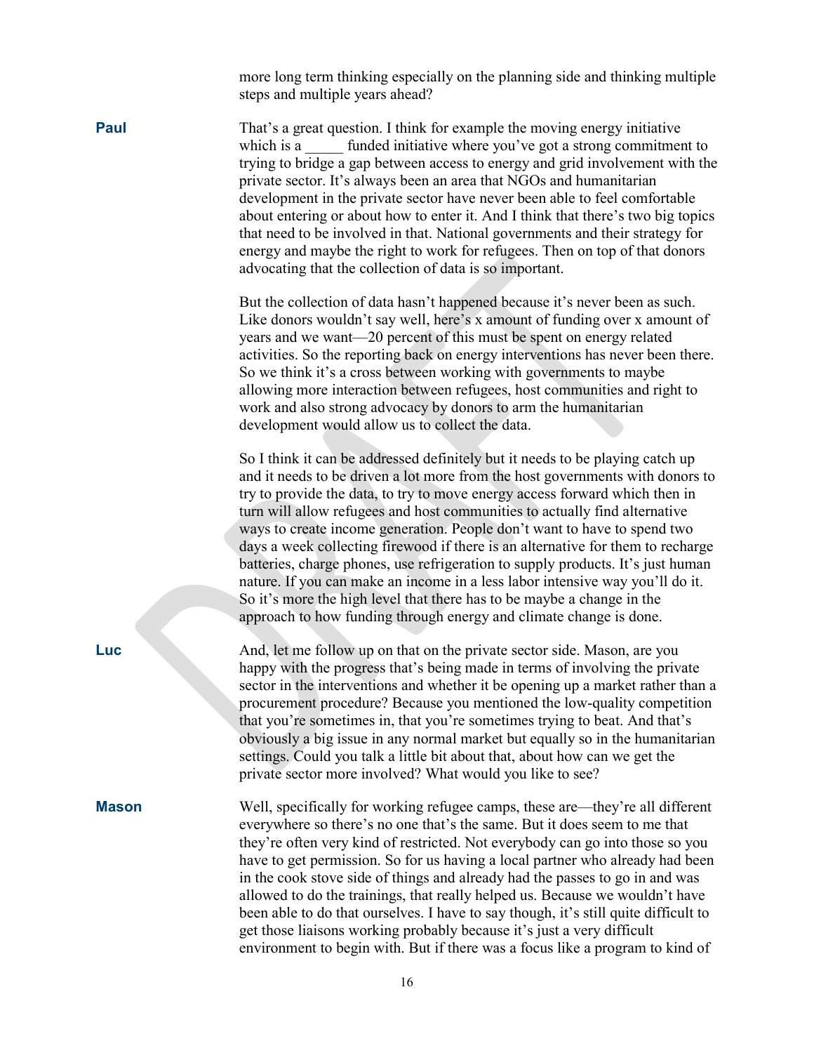more long term thinking especially on the planning side and thinking multiple steps and multiple years ahead?

**Paul** That's a great question. I think for example the moving energy initiative which is a _____ funded initiative where you've got a strong commitment to trying to bridge a gap between access to energy and grid involvement with the private sector. It's always been an area that NGOs and humanitarian development in the private sector have never been able to feel comfortable about entering or about how to enter it. And I think that there's two big topics that need to be involved in that. National governments and their strategy for energy and maybe the right to work for refugees. Then on top of that donors advocating that the collection of data is so important.

But the collection of data hasn't happened because it's never been as such. Like donors wouldn't say well, here's x amount of funding over x amount of years and we want—20 percent of this must be spent on energy related activities. So the reporting back on energy interventions has never been there. So we think it's a cross between working with governments to maybe allowing more interaction between refugees, host communities and right to work and also strong advocacy by donors to arm the humanitarian development would allow us to collect the data.

So I think it can be addressed definitely but it needs to be playing catch up and it needs to be driven a lot more from the host governments with donors to try to provide the data, to try to move energy access forward which then in turn will allow refugees and host communities to actually find alternative ways to create income generation. People don't want to have to spend two days a week collecting firewood if there is an alternative for them to recharge batteries, charge phones, use refrigeration to supply products. It's just human nature. If you can make an income in a less labor intensive way you'll do it. So it's more the high level that there has to be maybe a change in the approach to how funding through energy and climate change is done.

**Luc** And, let me follow up on that on the private sector side. Mason, are you happy with the progress that's being made in terms of involving the private sector in the interventions and whether it be opening up a market rather than a procurement procedure? Because you mentioned the low-quality competition that you're sometimes in, that you're sometimes trying to beat. And that's obviously a big issue in any normal market but equally so in the humanitarian settings. Could you talk a little bit about that, about how can we get the private sector more involved? What would you like to see?

**Mason** Well, specifically for working refugee camps, these are—they're all different everywhere so there's no one that's the same. But it does seem to me that they're often very kind of restricted. Not everybody can go into those so you have to get permission. So for us having a local partner who already had been in the cook stove side of things and already had the passes to go in and was allowed to do the trainings, that really helped us. Because we wouldn't have been able to do that ourselves. I have to say though, it's still quite difficult to get those liaisons working probably because it's just a very difficult environment to begin with. But if there was a focus like a program to kind of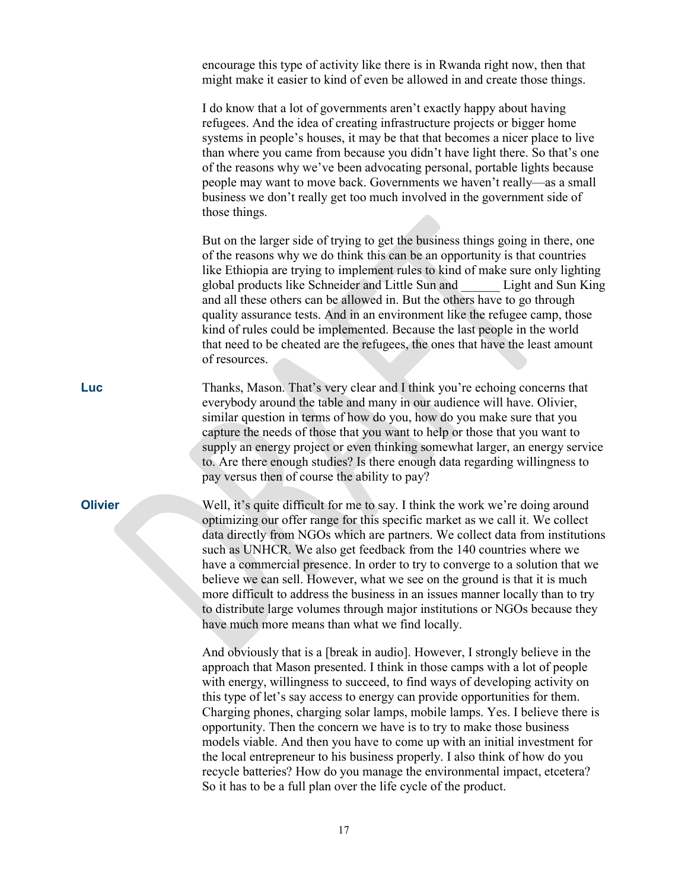encourage this type of activity like there is in Rwanda right now, then that might make it easier to kind of even be allowed in and create those things.

I do know that a lot of governments aren't exactly happy about having refugees. And the idea of creating infrastructure projects or bigger home systems in people's houses, it may be that that becomes a nicer place to live than where you came from because you didn't have light there. So that's one of the reasons why we've been advocating personal, portable lights because people may want to move back. Governments we haven't really—as a small business we don't really get too much involved in the government side of those things.

But on the larger side of trying to get the business things going in there, one of the reasons why we do think this can be an opportunity is that countries like Ethiopia are trying to implement rules to kind of make sure only lighting global products like Schneider and Little Sun and ______ Light and Sun King and all these others can be allowed in. But the others have to go through quality assurance tests. And in an environment like the refugee camp, those kind of rules could be implemented. Because the last people in the world that need to be cheated are the refugees, the ones that have the least amount of resources.

**Luc** Thanks, Mason. That's very clear and I think you're echoing concerns that everybody around the table and many in our audience will have. Olivier, similar question in terms of how do you, how do you make sure that you capture the needs of those that you want to help or those that you want to supply an energy project or even thinking somewhat larger, an energy service to. Are there enough studies? Is there enough data regarding willingness to pay versus then of course the ability to pay?

**Olivier** Well, it's quite difficult for me to say. I think the work we're doing around optimizing our offer range for this specific market as we call it. We collect data directly from NGOs which are partners. We collect data from institutions such as UNHCR. We also get feedback from the 140 countries where we have a commercial presence. In order to try to converge to a solution that we believe we can sell. However, what we see on the ground is that it is much more difficult to address the business in an issues manner locally than to try to distribute large volumes through major institutions or NGOs because they have much more means than what we find locally.

And obviously that is a [break in audio]. However, I strongly believe in the approach that Mason presented. I think in those camps with a lot of people with energy, willingness to succeed, to find ways of developing activity on this type of let's say access to energy can provide opportunities for them. Charging phones, charging solar lamps, mobile lamps. Yes. I believe there is opportunity. Then the concern we have is to try to make those business models viable. And then you have to come up with an initial investment for the local entrepreneur to his business properly. I also think of how do you recycle batteries? How do you manage the environmental impact, etcetera? So it has to be a full plan over the life cycle of the product.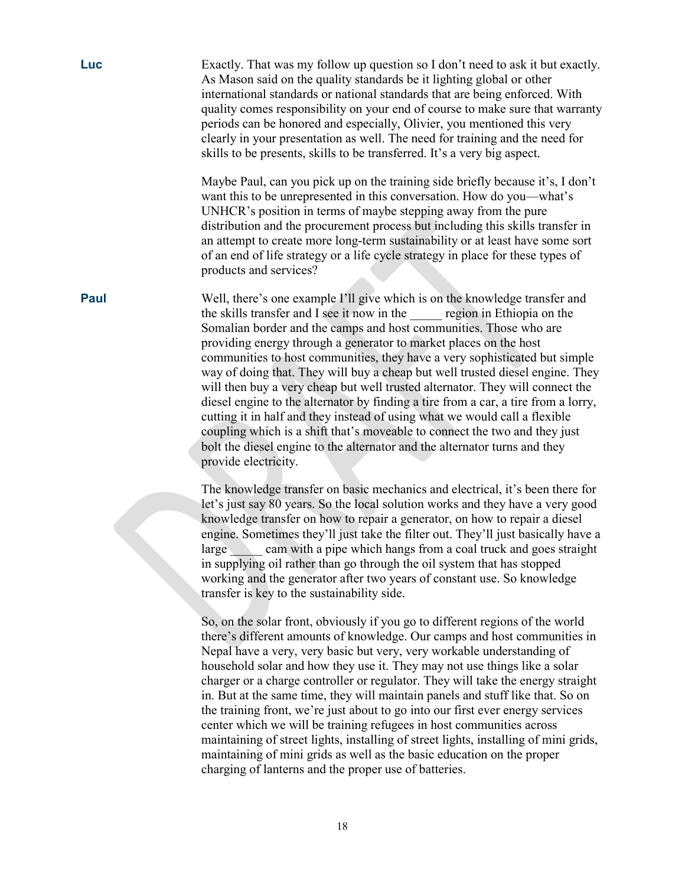**Luc** Exactly. That was my follow up question so I don't need to ask it but exactly. As Mason said on the quality standards be it lighting global or other international standards or national standards that are being enforced. With quality comes responsibility on your end of course to make sure that warranty periods can be honored and especially, Olivier, you mentioned this very clearly in your presentation as well. The need for training and the need for skills to be presents, skills to be transferred. It's a very big aspect.

Maybe Paul, can you pick up on the training side briefly because it's, I don't want this to be unrepresented in this conversation. How do you—what's UNHCR's position in terms of maybe stepping away from the pure distribution and the procurement process but including this skills transfer in an attempt to create more long-term sustainability or at least have some sort of an end of life strategy or a life cycle strategy in place for these types of products and services?

**Paul** Well, there's one example I'll give which is on the knowledge transfer and the skills transfer and I see it now in the _____ region in Ethiopia on the Somalian border and the camps and host communities. Those who are providing energy through a generator to market places on the host communities to host communities, they have a very sophisticated but simple way of doing that. They will buy a cheap but well trusted diesel engine. They will then buy a very cheap but well trusted alternator. They will connect the diesel engine to the alternator by finding a tire from a car, a tire from a lorry, cutting it in half and they instead of using what we would call a flexible coupling which is a shift that's moveable to connect the two and they just bolt the diesel engine to the alternator and the alternator turns and they provide electricity.

The knowledge transfer on basic mechanics and electrical, it's been there for let's just say 80 years. So the local solution works and they have a very good knowledge transfer on how to repair a generator, on how to repair a diesel engine. Sometimes they'll just take the filter out. They'll just basically have a large _____ cam with a pipe which hangs from a coal truck and goes straight in supplying oil rather than go through the oil system that has stopped working and the generator after two years of constant use. So knowledge transfer is key to the sustainability side.

So, on the solar front, obviously if you go to different regions of the world there's different amounts of knowledge. Our camps and host communities in Nepal have a very, very basic but very, very workable understanding of household solar and how they use it. They may not use things like a solar charger or a charge controller or regulator. They will take the energy straight in. But at the same time, they will maintain panels and stuff like that. So on the training front, we're just about to go into our first ever energy services center which we will be training refugees in host communities across maintaining of street lights, installing of street lights, installing of mini grids, maintaining of mini grids as well as the basic education on the proper charging of lanterns and the proper use of batteries.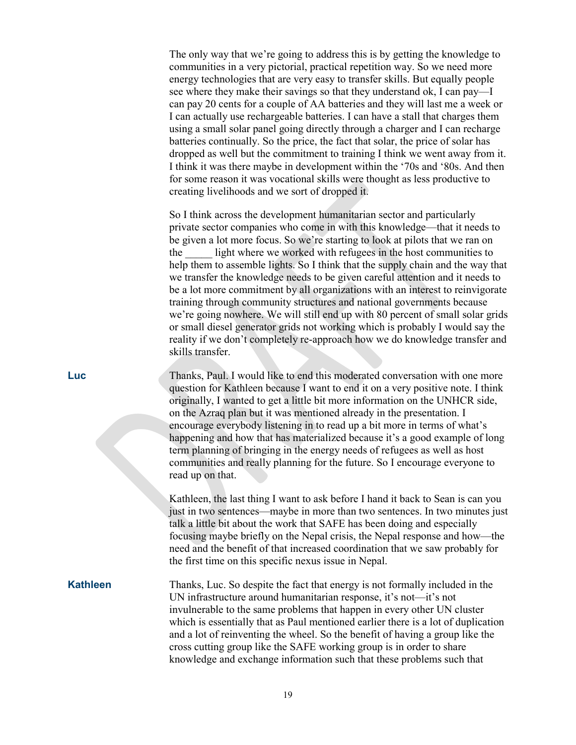The only way that we're going to address this is by getting the knowledge to communities in a very pictorial, practical repetition way. So we need more energy technologies that are very easy to transfer skills. But equally people see where they make their savings so that they understand ok, I can pay—I can pay 20 cents for a couple of AA batteries and they will last me a week or I can actually use rechargeable batteries. I can have a stall that charges them using a small solar panel going directly through a charger and I can recharge batteries continually. So the price, the fact that solar, the price of solar has dropped as well but the commitment to training I think we went away from it. I think it was there maybe in development within the '70s and '80s. And then for some reason it was vocational skills were thought as less productive to creating livelihoods and we sort of dropped it.

So I think across the development humanitarian sector and particularly private sector companies who come in with this knowledge—that it needs to be given a lot more focus. So we're starting to look at pilots that we ran on the _____ light where we worked with refugees in the host communities to help them to assemble lights. So I think that the supply chain and the way that we transfer the knowledge needs to be given careful attention and it needs to be a lot more commitment by all organizations with an interest to reinvigorate training through community structures and national governments because we're going nowhere. We will still end up with 80 percent of small solar grids or small diesel generator grids not working which is probably I would say the reality if we don't completely re-approach how we do knowledge transfer and skills transfer.

**Luc**

Thanks, Paul. I would like to end this moderated conversation with one more question for Kathleen because I want to end it on a very positive note. I think originally, I wanted to get a little bit more information on the UNHCR side, on the Azraq plan but it was mentioned already in the presentation. I encourage everybody listening in to read up a bit more in terms of what's happening and how that has materialized because it's a good example of long term planning of bringing in the energy needs of refugees as well as host communities and really planning for the future. So I encourage everyone to read up on that.

Kathleen, the last thing I want to ask before I hand it back to Sean is can you just in two sentences—maybe in more than two sentences. In two minutes just talk a little bit about the work that SAFE has been doing and especially focusing maybe briefly on the Nepal crisis, the Nepal response and how—the need and the benefit of that increased coordination that we saw probably for the first time on this specific nexus issue in Nepal.

**Kathleen**

Thanks, Luc. So despite the fact that energy is not formally included in the UN infrastructure around humanitarian response, it's not—it's not invulnerable to the same problems that happen in every other UN cluster which is essentially that as Paul mentioned earlier there is a lot of duplication and a lot of reinventing the wheel. So the benefit of having a group like the cross cutting group like the SAFE working group is in order to share knowledge and exchange information such that these problems such that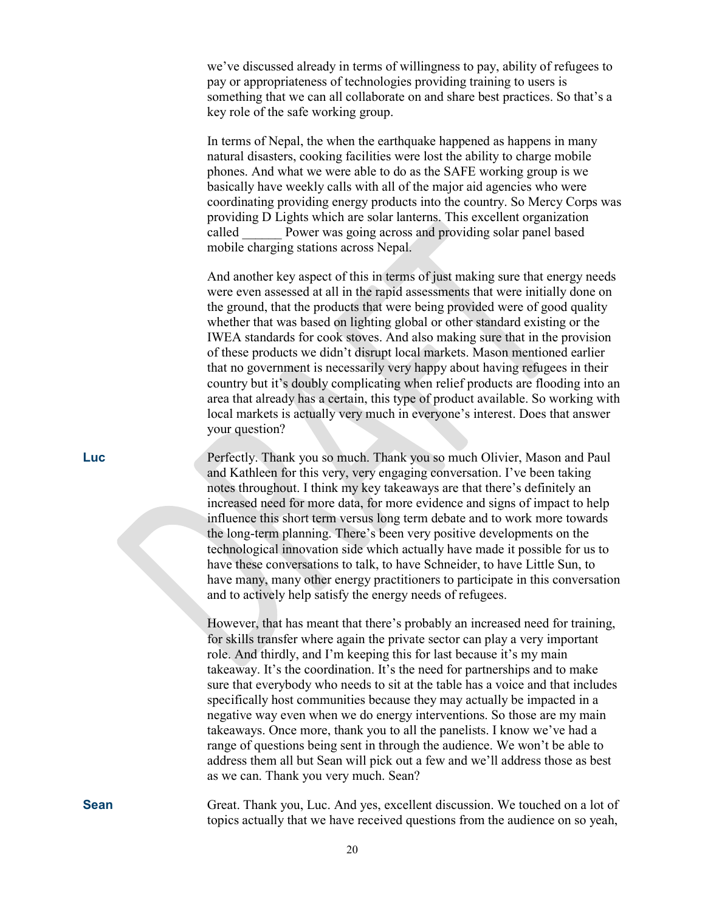we've discussed already in terms of willingness to pay, ability of refugees to pay or appropriateness of technologies providing training to users is something that we can all collaborate on and share best practices. So that's a key role of the safe working group.

In terms of Nepal, the when the earthquake happened as happens in many natural disasters, cooking facilities were lost the ability to charge mobile phones. And what we were able to do as the SAFE working group is we basically have weekly calls with all of the major aid agencies who were coordinating providing energy products into the country. So Mercy Corps was providing D Lights which are solar lanterns. This excellent organization called ______ Power was going across and providing solar panel based mobile charging stations across Nepal.

And another key aspect of this in terms of just making sure that energy needs were even assessed at all in the rapid assessments that were initially done on the ground, that the products that were being provided were of good quality whether that was based on lighting global or other standard existing or the IWEA standards for cook stoves. And also making sure that in the provision of these products we didn't disrupt local markets. Mason mentioned earlier that no government is necessarily very happy about having refugees in their country but it's doubly complicating when relief products are flooding into an area that already has a certain, this type of product available. So working with local markets is actually very much in everyone's interest. Does that answer your question?

**Luc**

Perfectly. Thank you so much. Thank you so much Olivier, Mason and Paul and Kathleen for this very, very engaging conversation. I've been taking notes throughout. I think my key takeaways are that there's definitely an increased need for more data, for more evidence and signs of impact to help influence this short term versus long term debate and to work more towards the long-term planning. There's been very positive developments on the technological innovation side which actually have made it possible for us to have these conversations to talk, to have Schneider, to have Little Sun, to have many, many other energy practitioners to participate in this conversation and to actively help satisfy the energy needs of refugees.

However, that has meant that there's probably an increased need for training, for skills transfer where again the private sector can play a very important role. And thirdly, and I'm keeping this for last because it's my main takeaway. It's the coordination. It's the need for partnerships and to make sure that everybody who needs to sit at the table has a voice and that includes specifically host communities because they may actually be impacted in a negative way even when we do energy interventions. So those are my main takeaways. Once more, thank you to all the panelists. I know we've had a range of questions being sent in through the audience. We won't be able to address them all but Sean will pick out a few and we'll address those as best as we can. Thank you very much. Sean?

**Sean**

Great. Thank you, Luc. And yes, excellent discussion. We touched on a lot of topics actually that we have received questions from the audience on so yeah,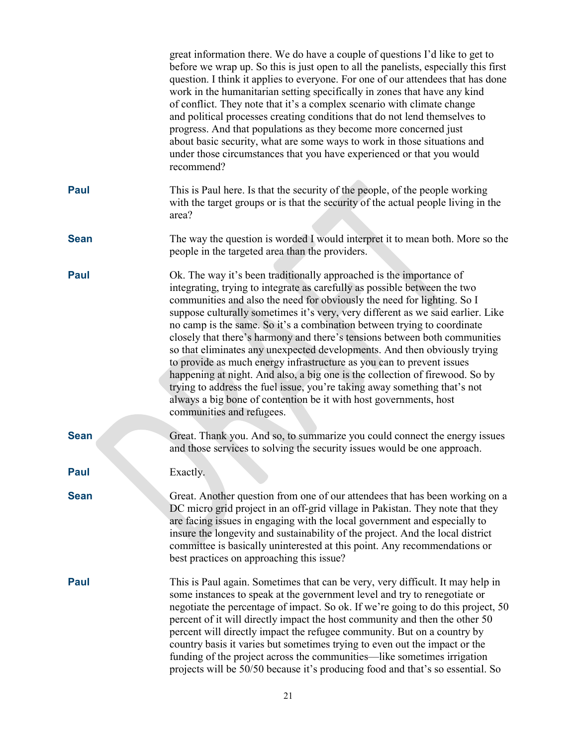great information there. We do have a couple of questions I'd like to get to before we wrap up. So this is just open to all the panelists, especially this first question. I think it applies to everyone. For one of our attendees that has done work in the humanitarian setting specifically in zones that have any kind of conflict. They note that it's a complex scenario with climate change and political processes creating conditions that do not lend themselves to progress. And that populations as they become more concerned just about basic security, what are some ways to work in those situations and under those circumstances that you have experienced or that you would recommend?

**Paul** This is Paul here. Is that the security of the people, of the people working with the target groups or is that the security of the actual people living in the area?

**Sean** The way the question is worded I would interpret it to mean both. More so the people in the targeted area than the providers.

**Paul** Ok. The way it's been traditionally approached is the importance of integrating, trying to integrate as carefully as possible between the two communities and also the need for obviously the need for lighting. So I suppose culturally sometimes it's very, very different as we said earlier. Like no camp is the same. So it's a combination between trying to coordinate closely that there's harmony and there's tensions between both communities so that eliminates any unexpected developments. And then obviously trying to provide as much energy infrastructure as you can to prevent issues happening at night. And also, a big one is the collection of firewood. So by trying to address the fuel issue, you're taking away something that's not always a big bone of contention be it with host governments, host communities and refugees.

**Sean** Great. Thank you. And so, to summarize you could connect the energy issues and those services to solving the security issues would be one approach.

**Paul** Exactly.

**Sean** Great. Another question from one of our attendees that has been working on a DC micro grid project in an off-grid village in Pakistan. They note that they are facing issues in engaging with the local government and especially to insure the longevity and sustainability of the project. And the local district committee is basically uninterested at this point. Any recommendations or best practices on approaching this issue?

**Paul** This is Paul again. Sometimes that can be very, very difficult. It may help in some instances to speak at the government level and try to renegotiate or negotiate the percentage of impact. So ok. If we're going to do this project, 50 percent of it will directly impact the host community and then the other 50 percent will directly impact the refugee community. But on a country by country basis it varies but sometimes trying to even out the impact or the funding of the project across the communities—like sometimes irrigation projects will be 50/50 because it's producing food and that's so essential. So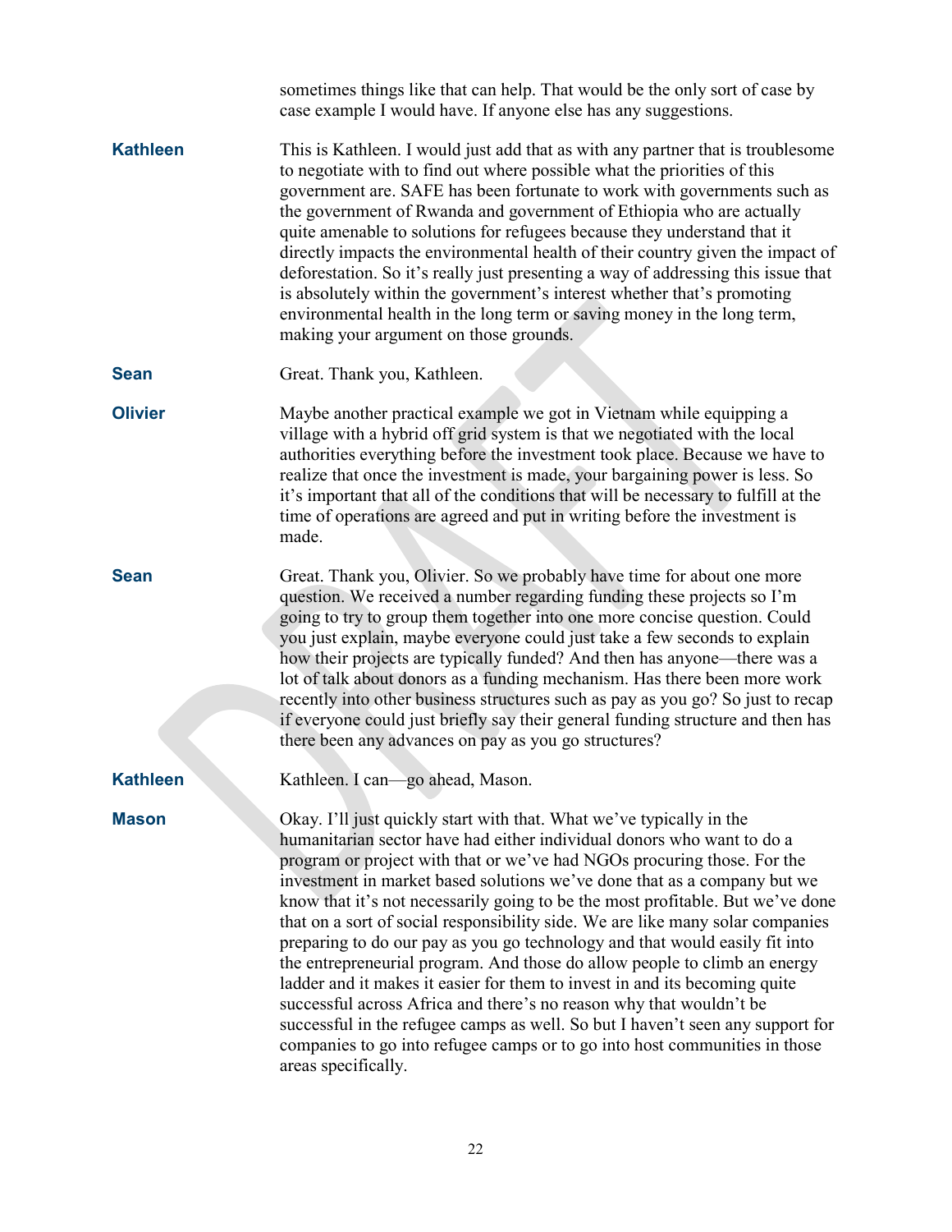sometimes things like that can help. That would be the only sort of case by case example I would have. If anyone else has any suggestions.

**Kathleen** This is Kathleen. I would just add that as with any partner that is troublesome to negotiate with to find out where possible what the priorities of this government are. SAFE has been fortunate to work with governments such as the government of Rwanda and government of Ethiopia who are actually quite amenable to solutions for refugees because they understand that it directly impacts the environmental health of their country given the impact of deforestation. So it's really just presenting a way of addressing this issue that is absolutely within the government's interest whether that's promoting environmental health in the long term or saving money in the long term, making your argument on those grounds.

**Sean** Great. Thank you, Kathleen.

**Olivier** Maybe another practical example we got in Vietnam while equipping a village with a hybrid off grid system is that we negotiated with the local authorities everything before the investment took place. Because we have to realize that once the investment is made, your bargaining power is less. So it's important that all of the conditions that will be necessary to fulfill at the time of operations are agreed and put in writing before the investment is made.

**Sean** Great. Thank you, Olivier. So we probably have time for about one more question. We received a number regarding funding these projects so I'm going to try to group them together into one more concise question. Could you just explain, maybe everyone could just take a few seconds to explain how their projects are typically funded? And then has anyone—there was a lot of talk about donors as a funding mechanism. Has there been more work recently into other business structures such as pay as you go? So just to recap if everyone could just briefly say their general funding structure and then has there been any advances on pay as you go structures?

**Kathleen** Kathleen. I can—go ahead, Mason.

**Mason** Okay. I'll just quickly start with that. What we've typically in the humanitarian sector have had either individual donors who want to do a program or project with that or we've had NGOs procuring those. For the investment in market based solutions we've done that as a company but we know that it's not necessarily going to be the most profitable. But we've done that on a sort of social responsibility side. We are like many solar companies preparing to do our pay as you go technology and that would easily fit into the entrepreneurial program. And those do allow people to climb an energy ladder and it makes it easier for them to invest in and its becoming quite successful across Africa and there's no reason why that wouldn't be successful in the refugee camps as well. So but I haven't seen any support for companies to go into refugee camps or to go into host communities in those areas specifically.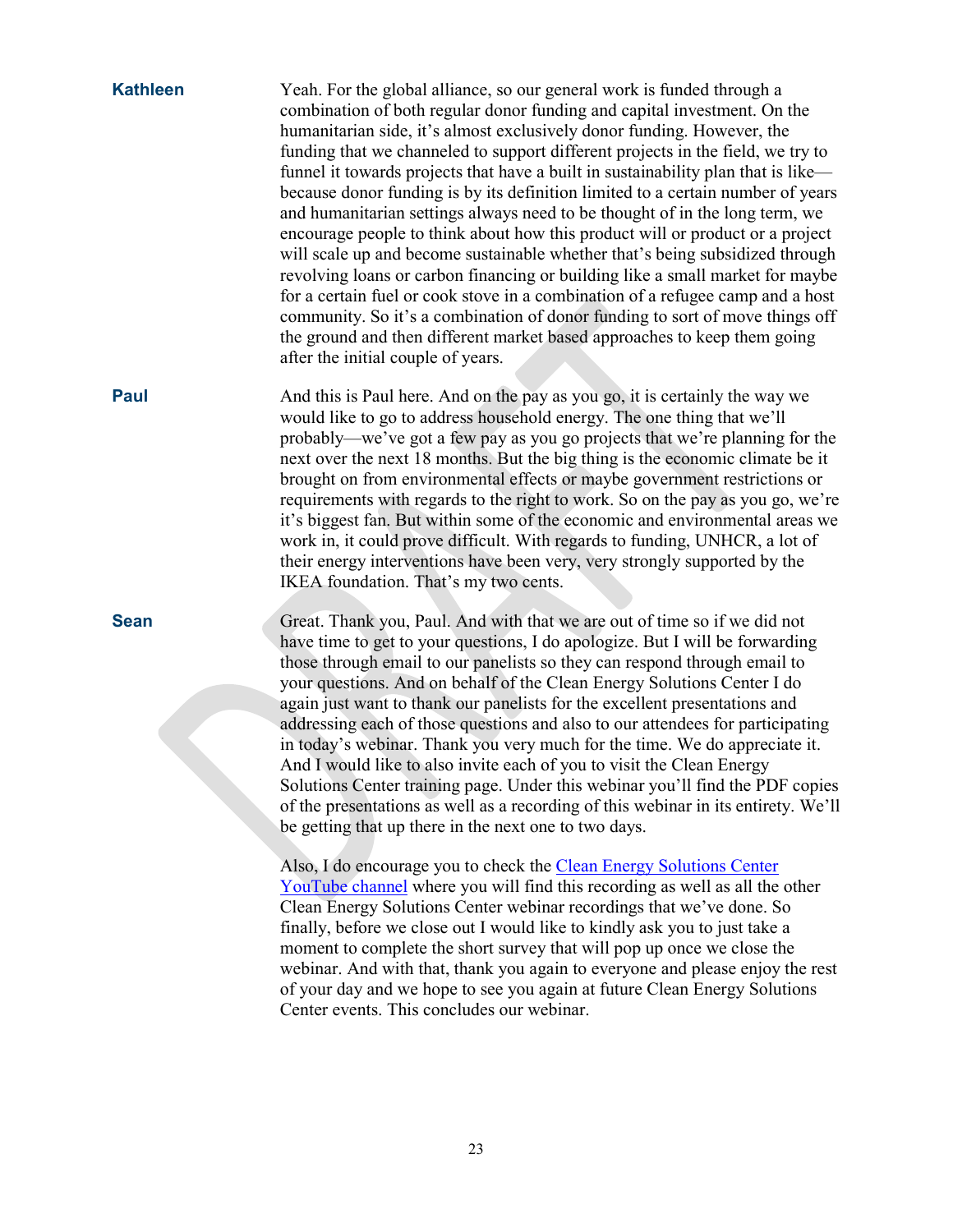**Kathleen** Yeah. For the global alliance, so our general work is funded through a combination of both regular donor funding and capital investment. On the humanitarian side, it's almost exclusively donor funding. However, the funding that we channeled to support different projects in the field, we try to funnel it towards projects that have a built in sustainability plan that is like—because donor funding is by its definition limited to a certain number of years and humanitarian settings always need to be thought of in the long term, we encourage people to think about how this product will or product or a project will scale up and become sustainable whether that's being subsidized through revolving loans or carbon financing or building like a small market for maybe for a certain fuel or cook stove in a combination of a refugee camp and a host community. So it's a combination of donor funding to sort of move things off the ground and then different market based approaches to keep them going after the initial couple of years.

**Paul** And this is Paul here. And on the pay as you go, it is certainly the way we would like to go to address household energy. The one thing that we'll probably—we've got a few pay as you go projects that we're planning for the next over the next 18 months. But the big thing is the economic climate be it brought on from environmental effects or maybe government restrictions or requirements with regards to the right to work. So on the pay as you go, we're it's biggest fan. But within some of the economic and environmental areas we work in, it could prove difficult. With regards to funding, UNHCR, a lot of their energy interventions have been very, very strongly supported by the IKEA foundation. That's my two cents.

**Sean** Great. Thank you, Paul. And with that we are out of time so if we did not have time to get to your questions, I do apologize. But I will be forwarding those through email to our panelists so they can respond through email to your questions. And on behalf of the Clean Energy Solutions Center I do again just want to thank our panelists for the excellent presentations and addressing each of those questions and also to our attendees for participating in today's webinar. Thank you very much for the time. We do appreciate it. And I would like to also invite each of you to visit the Clean Energy Solutions Center training page. Under this webinar you'll find the PDF copies of the presentations as well as a recording of this webinar in its entirety. We'll be getting that up there in the next one to two days.

Also, I do encourage you to check the Clean Energy Solutions Center YouTube channel where you will find this recording as well as all the other Clean Energy Solutions Center webinar recordings that we've done. So finally, before we close out I would like to kindly ask you to just take a moment to complete the short survey that will pop up once we close the webinar. And with that, thank you again to everyone and please enjoy the rest of your day and we hope to see you again at future Clean Energy Solutions Center events. This concludes our webinar.